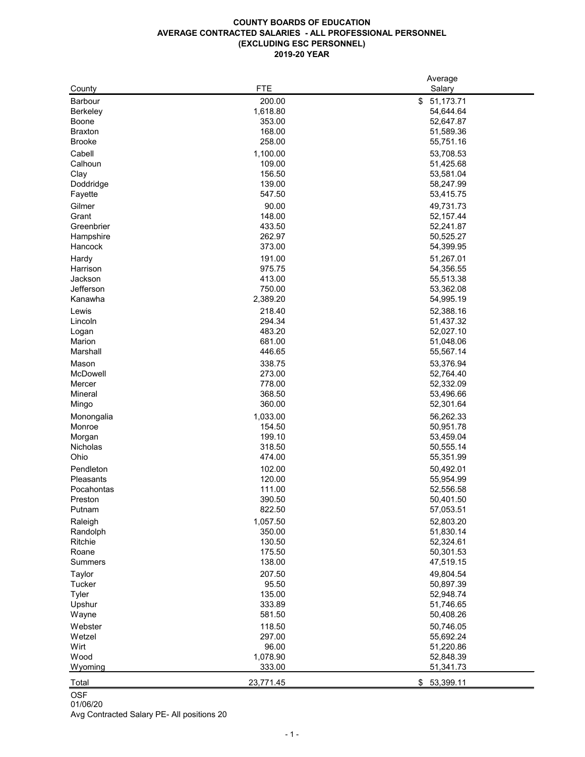**COUNTY BOARDS OF EDUCATION**
**AVERAGE CONTRACTED SALARIES - ALL PROFESSIONAL PERSONNEL**
**(EXCLUDING ESC PERSONNEL)**
**2019-20 YEAR**

| County | FTE | Average Salary |
|---|---|---|
| Barbour | 200.00 | $ 51,173.71 |
| Berkeley | 1,618.80 | 54,644.64 |
| Boone | 353.00 | 52,647.87 |
| Braxton | 168.00 | 51,589.36 |
| Brooke | 258.00 | 55,751.16 |
| Cabell | 1,100.00 | 53,708.53 |
| Calhoun | 109.00 | 51,425.68 |
| Clay | 156.50 | 53,581.04 |
| Doddridge | 139.00 | 58,247.99 |
| Fayette | 547.50 | 53,415.75 |
| Gilmer | 90.00 | 49,731.73 |
| Grant | 148.00 | 52,157.44 |
| Greenbrier | 433.50 | 52,241.87 |
| Hampshire | 262.97 | 50,525.27 |
| Hancock | 373.00 | 54,399.95 |
| Hardy | 191.00 | 51,267.01 |
| Harrison | 975.75 | 54,356.55 |
| Jackson | 413.00 | 55,513.38 |
| Jefferson | 750.00 | 53,362.08 |
| Kanawha | 2,389.20 | 54,995.19 |
| Lewis | 218.40 | 52,388.16 |
| Lincoln | 294.34 | 51,437.32 |
| Logan | 483.20 | 52,027.10 |
| Marion | 681.00 | 51,048.06 |
| Marshall | 446.65 | 55,567.14 |
| Mason | 338.75 | 53,376.94 |
| McDowell | 273.00 | 52,764.40 |
| Mercer | 778.00 | 52,332.09 |
| Mineral | 368.50 | 53,496.66 |
| Mingo | 360.00 | 52,301.64 |
| Monongalia | 1,033.00 | 56,262.33 |
| Monroe | 154.50 | 50,951.78 |
| Morgan | 199.10 | 53,459.04 |
| Nicholas | 318.50 | 50,555.14 |
| Ohio | 474.00 | 55,351.99 |
| Pendleton | 102.00 | 50,492.01 |
| Pleasants | 120.00 | 55,954.99 |
| Pocahontas | 111.00 | 52,556.58 |
| Preston | 390.50 | 50,401.50 |
| Putnam | 822.50 | 57,053.51 |
| Raleigh | 1,057.50 | 52,803.20 |
| Randolph | 350.00 | 51,830.14 |
| Ritchie | 130.50 | 52,324.61 |
| Roane | 175.50 | 50,301.53 |
| Summers | 138.00 | 47,519.15 |
| Taylor | 207.50 | 49,804.54 |
| Tucker | 95.50 | 50,897.39 |
| Tyler | 135.00 | 52,948.74 |
| Upshur | 333.89 | 51,746.65 |
| Wayne | 581.50 | 50,408.26 |
| Webster | 118.50 | 50,746.05 |
| Wetzel | 297.00 | 55,692.24 |
| Wirt | 96.00 | 51,220.86 |
| Wood | 1,078.90 | 52,848.39 |
| Wyoming | 333.00 | 51,341.73 |
| Total | 23,771.45 | $ 53,399.11 |

OSF
01/06/20
Avg Contracted Salary PE- All positions 20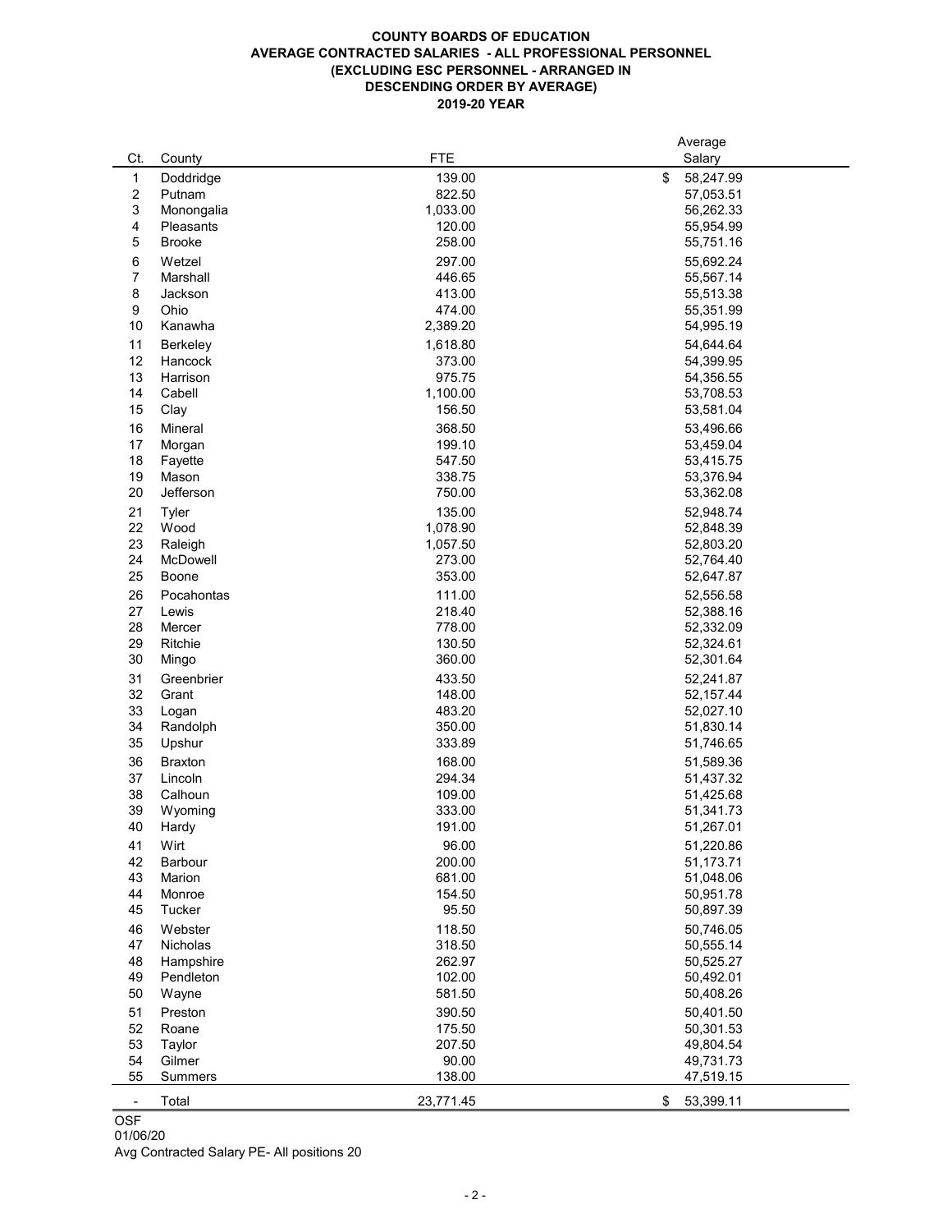**COUNTY BOARDS OF EDUCATION**
**AVERAGE CONTRACTED SALARIES - ALL PROFESSIONAL PERSONNEL**
**(EXCLUDING ESC PERSONNEL - ARRANGED IN DESCENDING ORDER BY AVERAGE)**
**2019-20 YEAR**

| Ct. | County | FTE | Average Salary |
|---|---|---|---|
| 1 | Doddridge | 139.00 | $ 58,247.99 |
| 2 | Putnam | 822.50 | 57,053.51 |
| 3 | Monongalia | 1,033.00 | 56,262.33 |
| 4 | Pleasants | 120.00 | 55,954.99 |
| 5 | Brooke | 258.00 | 55,751.16 |
| 6 | Wetzel | 297.00 | 55,692.24 |
| 7 | Marshall | 446.65 | 55,567.14 |
| 8 | Jackson | 413.00 | 55,513.38 |
| 9 | Ohio | 474.00 | 55,351.99 |
| 10 | Kanawha | 2,389.20 | 54,995.19 |
| 11 | Berkeley | 1,618.80 | 54,644.64 |
| 12 | Hancock | 373.00 | 54,399.95 |
| 13 | Harrison | 975.75 | 54,356.55 |
| 14 | Cabell | 1,100.00 | 53,708.53 |
| 15 | Clay | 156.50 | 53,581.04 |
| 16 | Mineral | 368.50 | 53,496.66 |
| 17 | Morgan | 199.10 | 53,459.04 |
| 18 | Fayette | 547.50 | 53,415.75 |
| 19 | Mason | 338.75 | 53,376.94 |
| 20 | Jefferson | 750.00 | 53,362.08 |
| 21 | Tyler | 135.00 | 52,948.74 |
| 22 | Wood | 1,078.90 | 52,848.39 |
| 23 | Raleigh | 1,057.50 | 52,803.20 |
| 24 | McDowell | 273.00 | 52,764.40 |
| 25 | Boone | 353.00 | 52,647.87 |
| 26 | Pocahontas | 111.00 | 52,556.58 |
| 27 | Lewis | 218.40 | 52,388.16 |
| 28 | Mercer | 778.00 | 52,332.09 |
| 29 | Ritchie | 130.50 | 52,324.61 |
| 30 | Mingo | 360.00 | 52,301.64 |
| 31 | Greenbrier | 433.50 | 52,241.87 |
| 32 | Grant | 148.00 | 52,157.44 |
| 33 | Logan | 483.20 | 52,027.10 |
| 34 | Randolph | 350.00 | 51,830.14 |
| 35 | Upshur | 333.89 | 51,746.65 |
| 36 | Braxton | 168.00 | 51,589.36 |
| 37 | Lincoln | 294.34 | 51,437.32 |
| 38 | Calhoun | 109.00 | 51,425.68 |
| 39 | Wyoming | 333.00 | 51,341.73 |
| 40 | Hardy | 191.00 | 51,267.01 |
| 41 | Wirt | 96.00 | 51,220.86 |
| 42 | Barbour | 200.00 | 51,173.71 |
| 43 | Marion | 681.00 | 51,048.06 |
| 44 | Monroe | 154.50 | 50,951.78 |
| 45 | Tucker | 95.50 | 50,897.39 |
| 46 | Webster | 118.50 | 50,746.05 |
| 47 | Nicholas | 318.50 | 50,555.14 |
| 48 | Hampshire | 262.97 | 50,525.27 |
| 49 | Pendleton | 102.00 | 50,492.01 |
| 50 | Wayne | 581.50 | 50,408.26 |
| 51 | Preston | 390.50 | 50,401.50 |
| 52 | Roane | 175.50 | 50,301.53 |
| 53 | Taylor | 207.50 | 49,804.54 |
| 54 | Gilmer | 90.00 | 49,731.73 |
| 55 | Summers | 138.00 | 47,519.15 |
| - | Total | 23,771.45 | $ 53,399.11 |

OSF
01/06/20
Avg Contracted Salary PE- All positions 20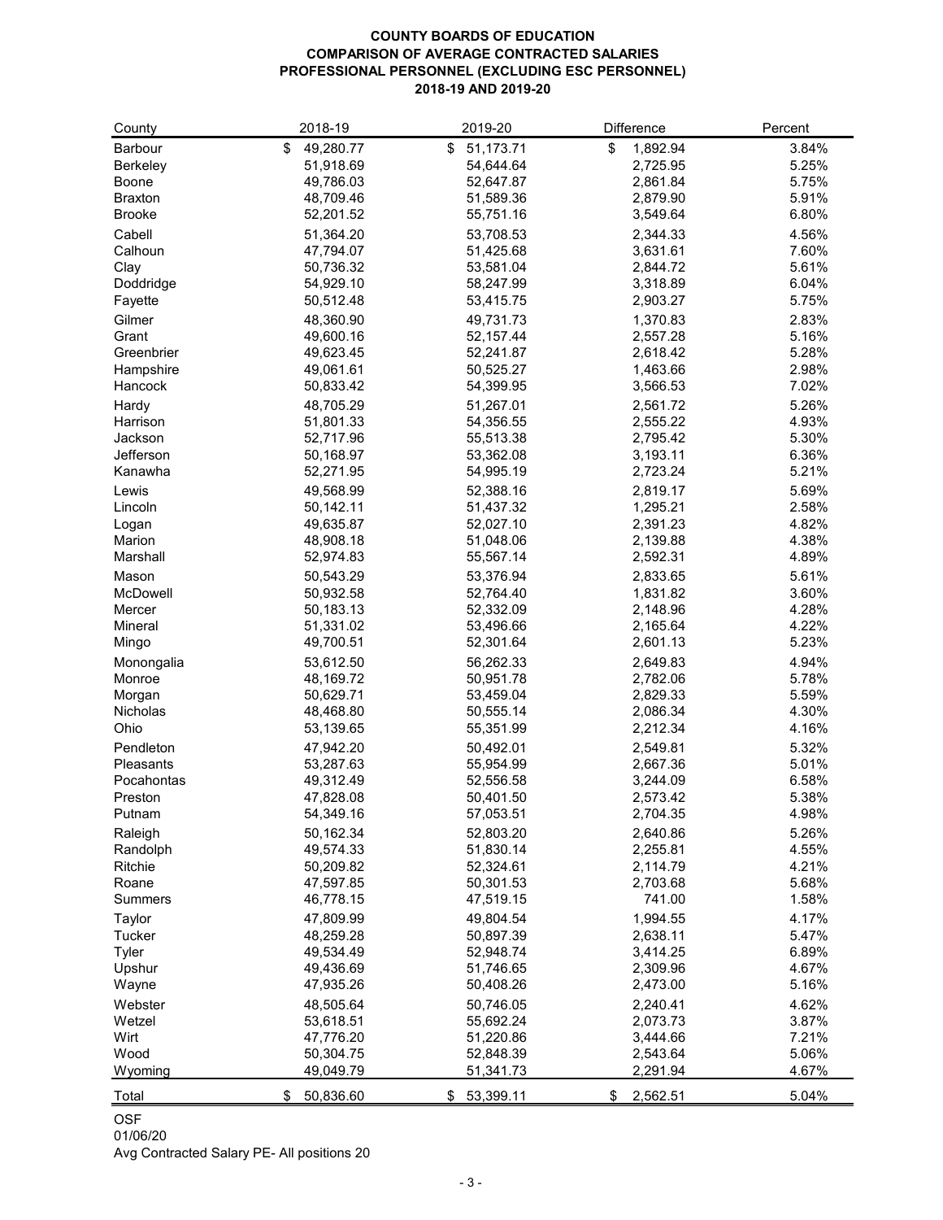**COUNTY BOARDS OF EDUCATION**
**COMPARISON OF AVERAGE CONTRACTED SALARIES**
**PROFESSIONAL PERSONNEL (EXCLUDING ESC PERSONNEL)**
**2018-19 AND 2019-20**

| County | 2018-19 | 2019-20 | Difference | Percent |
|---|---|---|---|---|
| Barbour | $ 49,280.77 | $ 51,173.71 | $ 1,892.94 | 3.84% |
| Berkeley | 51,918.69 | 54,644.64 | 2,725.95 | 5.25% |
| Boone | 49,786.03 | 52,647.87 | 2,861.84 | 5.75% |
| Braxton | 48,709.46 | 51,589.36 | 2,879.90 | 5.91% |
| Brooke | 52,201.52 | 55,751.16 | 3,549.64 | 6.80% |
| Cabell | 51,364.20 | 53,708.53 | 2,344.33 | 4.56% |
| Calhoun | 47,794.07 | 51,425.68 | 3,631.61 | 7.60% |
| Clay | 50,736.32 | 53,581.04 | 2,844.72 | 5.61% |
| Doddridge | 54,929.10 | 58,247.99 | 3,318.89 | 6.04% |
| Fayette | 50,512.48 | 53,415.75 | 2,903.27 | 5.75% |
| Gilmer | 48,360.90 | 49,731.73 | 1,370.83 | 2.83% |
| Grant | 49,600.16 | 52,157.44 | 2,557.28 | 5.16% |
| Greenbrier | 49,623.45 | 52,241.87 | 2,618.42 | 5.28% |
| Hampshire | 49,061.61 | 50,525.27 | 1,463.66 | 2.98% |
| Hancock | 50,833.42 | 54,399.95 | 3,566.53 | 7.02% |
| Hardy | 48,705.29 | 51,267.01 | 2,561.72 | 5.26% |
| Harrison | 51,801.33 | 54,356.55 | 2,555.22 | 4.93% |
| Jackson | 52,717.96 | 55,513.38 | 2,795.42 | 5.30% |
| Jefferson | 50,168.97 | 53,362.08 | 3,193.11 | 6.36% |
| Kanawha | 52,271.95 | 54,995.19 | 2,723.24 | 5.21% |
| Lewis | 49,568.99 | 52,388.16 | 2,819.17 | 5.69% |
| Lincoln | 50,142.11 | 51,437.32 | 1,295.21 | 2.58% |
| Logan | 49,635.87 | 52,027.10 | 2,391.23 | 4.82% |
| Marion | 48,908.18 | 51,048.06 | 2,139.88 | 4.38% |
| Marshall | 52,974.83 | 55,567.14 | 2,592.31 | 4.89% |
| Mason | 50,543.29 | 53,376.94 | 2,833.65 | 5.61% |
| McDowell | 50,932.58 | 52,764.40 | 1,831.82 | 3.60% |
| Mercer | 50,183.13 | 52,332.09 | 2,148.96 | 4.28% |
| Mineral | 51,331.02 | 53,496.66 | 2,165.64 | 4.22% |
| Mingo | 49,700.51 | 52,301.64 | 2,601.13 | 5.23% |
| Monongalia | 53,612.50 | 56,262.33 | 2,649.83 | 4.94% |
| Monroe | 48,169.72 | 50,951.78 | 2,782.06 | 5.78% |
| Morgan | 50,629.71 | 53,459.04 | 2,829.33 | 5.59% |
| Nicholas | 48,468.80 | 50,555.14 | 2,086.34 | 4.30% |
| Ohio | 53,139.65 | 55,351.99 | 2,212.34 | 4.16% |
| Pendleton | 47,942.20 | 50,492.01 | 2,549.81 | 5.32% |
| Pleasants | 53,287.63 | 55,954.99 | 2,667.36 | 5.01% |
| Pocahontas | 49,312.49 | 52,556.58 | 3,244.09 | 6.58% |
| Preston | 47,828.08 | 50,401.50 | 2,573.42 | 5.38% |
| Putnam | 54,349.16 | 57,053.51 | 2,704.35 | 4.98% |
| Raleigh | 50,162.34 | 52,803.20 | 2,640.86 | 5.26% |
| Randolph | 49,574.33 | 51,830.14 | 2,255.81 | 4.55% |
| Ritchie | 50,209.82 | 52,324.61 | 2,114.79 | 4.21% |
| Roane | 47,597.85 | 50,301.53 | 2,703.68 | 5.68% |
| Summers | 46,778.15 | 47,519.15 | 741.00 | 1.58% |
| Taylor | 47,809.99 | 49,804.54 | 1,994.55 | 4.17% |
| Tucker | 48,259.28 | 50,897.39 | 2,638.11 | 5.47% |
| Tyler | 49,534.49 | 52,948.74 | 3,414.25 | 6.89% |
| Upshur | 49,436.69 | 51,746.65 | 2,309.96 | 4.67% |
| Wayne | 47,935.26 | 50,408.26 | 2,473.00 | 5.16% |
| Webster | 48,505.64 | 50,746.05 | 2,240.41 | 4.62% |
| Wetzel | 53,618.51 | 55,692.24 | 2,073.73 | 3.87% |
| Wirt | 47,776.20 | 51,220.86 | 3,444.66 | 7.21% |
| Wood | 50,304.75 | 52,848.39 | 2,543.64 | 5.06% |
| Wyoming | 49,049.79 | 51,341.73 | 2,291.94 | 4.67% |
| Total | $ 50,836.60 | $ 53,399.11 | $ 2,562.51 | 5.04% |

OSF
01/06/20
Avg Contracted Salary PE- All positions 20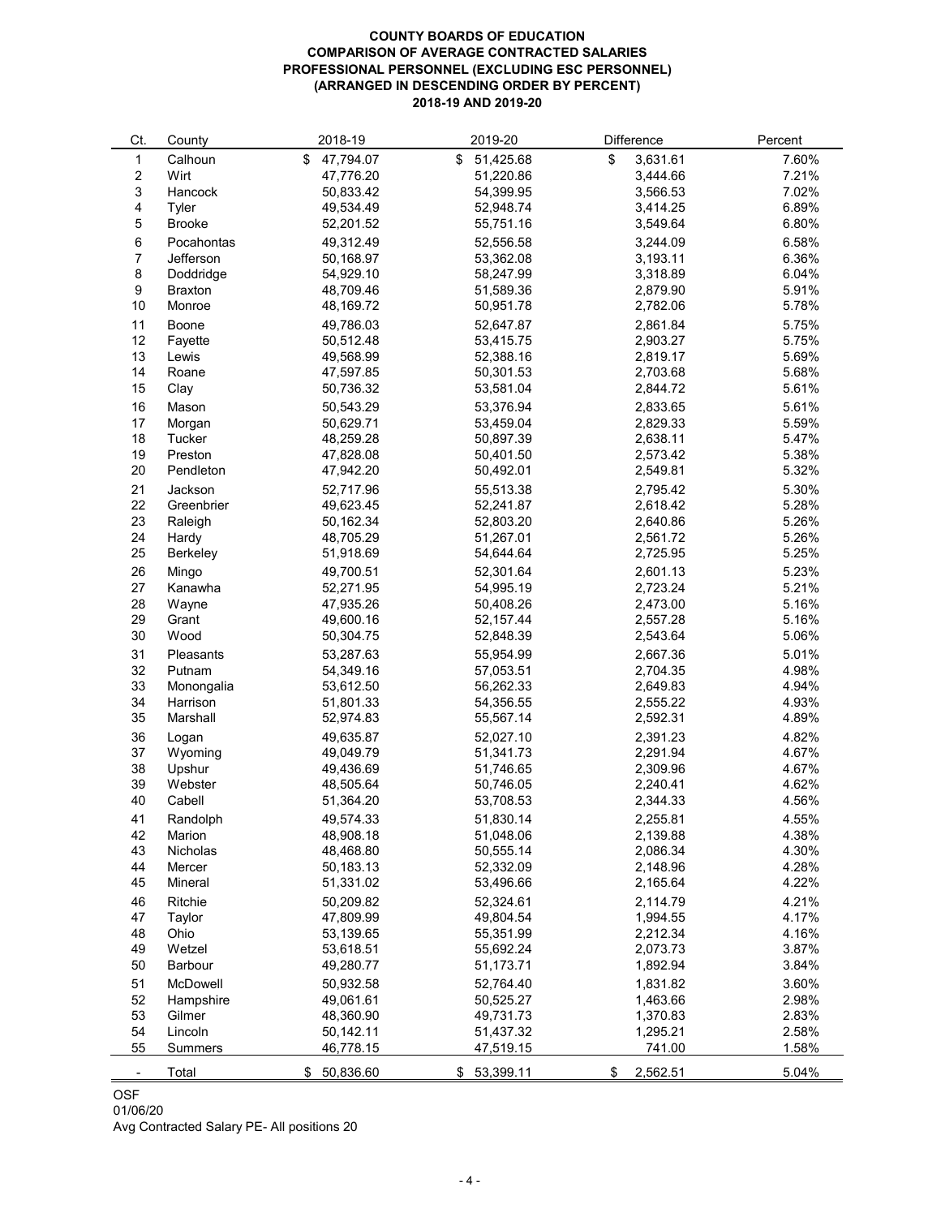**COUNTY BOARDS OF EDUCATION**
**COMPARISON OF AVERAGE CONTRACTED SALARIES**
**PROFESSIONAL PERSONNEL (EXCLUDING ESC PERSONNEL)**
**(ARRANGED IN DESCENDING ORDER BY PERCENT)**
**2018-19 AND 2019-20**

| Ct. | County | 2018-19 | 2019-20 | Difference | Percent |
|---|---|---|---|---|---|
| 1 | Calhoun | $ 47,794.07 | $ 51,425.68 | $ 3,631.61 | 7.60% |
| 2 | Wirt | 47,776.20 | 51,220.86 | 3,444.66 | 7.21% |
| 3 | Hancock | 50,833.42 | 54,399.95 | 3,566.53 | 7.02% |
| 4 | Tyler | 49,534.49 | 52,948.74 | 3,414.25 | 6.89% |
| 5 | Brooke | 52,201.52 | 55,751.16 | 3,549.64 | 6.80% |
| 6 | Pocahontas | 49,312.49 | 52,556.58 | 3,244.09 | 6.58% |
| 7 | Jefferson | 50,168.97 | 53,362.08 | 3,193.11 | 6.36% |
| 8 | Doddridge | 54,929.10 | 58,247.99 | 3,318.89 | 6.04% |
| 9 | Braxton | 48,709.46 | 51,589.36 | 2,879.90 | 5.91% |
| 10 | Monroe | 48,169.72 | 50,951.78 | 2,782.06 | 5.78% |
| 11 | Boone | 49,786.03 | 52,647.87 | 2,861.84 | 5.75% |
| 12 | Fayette | 50,512.48 | 53,415.75 | 2,903.27 | 5.75% |
| 13 | Lewis | 49,568.99 | 52,388.16 | 2,819.17 | 5.69% |
| 14 | Roane | 47,597.85 | 50,301.53 | 2,703.68 | 5.68% |
| 15 | Clay | 50,736.32 | 53,581.04 | 2,844.72 | 5.61% |
| 16 | Mason | 50,543.29 | 53,376.94 | 2,833.65 | 5.61% |
| 17 | Morgan | 50,629.71 | 53,459.04 | 2,829.33 | 5.59% |
| 18 | Tucker | 48,259.28 | 50,897.39 | 2,638.11 | 5.47% |
| 19 | Preston | 47,828.08 | 50,401.50 | 2,573.42 | 5.38% |
| 20 | Pendleton | 47,942.20 | 50,492.01 | 2,549.81 | 5.32% |
| 21 | Jackson | 52,717.96 | 55,513.38 | 2,795.42 | 5.30% |
| 22 | Greenbrier | 49,623.45 | 52,241.87 | 2,618.42 | 5.28% |
| 23 | Raleigh | 50,162.34 | 52,803.20 | 2,640.86 | 5.26% |
| 24 | Hardy | 48,705.29 | 51,267.01 | 2,561.72 | 5.26% |
| 25 | Berkeley | 51,918.69 | 54,644.64 | 2,725.95 | 5.25% |
| 26 | Mingo | 49,700.51 | 52,301.64 | 2,601.13 | 5.23% |
| 27 | Kanawha | 52,271.95 | 54,995.19 | 2,723.24 | 5.21% |
| 28 | Wayne | 47,935.26 | 50,408.26 | 2,473.00 | 5.16% |
| 29 | Grant | 49,600.16 | 52,157.44 | 2,557.28 | 5.16% |
| 30 | Wood | 50,304.75 | 52,848.39 | 2,543.64 | 5.06% |
| 31 | Pleasants | 53,287.63 | 55,954.99 | 2,667.36 | 5.01% |
| 32 | Putnam | 54,349.16 | 57,053.51 | 2,704.35 | 4.98% |
| 33 | Monongalia | 53,612.50 | 56,262.33 | 2,649.83 | 4.94% |
| 34 | Harrison | 51,801.33 | 54,356.55 | 2,555.22 | 4.93% |
| 35 | Marshall | 52,974.83 | 55,567.14 | 2,592.31 | 4.89% |
| 36 | Logan | 49,635.87 | 52,027.10 | 2,391.23 | 4.82% |
| 37 | Wyoming | 49,049.79 | 51,341.73 | 2,291.94 | 4.67% |
| 38 | Upshur | 49,436.69 | 51,746.65 | 2,309.96 | 4.67% |
| 39 | Webster | 48,505.64 | 50,746.05 | 2,240.41 | 4.62% |
| 40 | Cabell | 51,364.20 | 53,708.53 | 2,344.33 | 4.56% |
| 41 | Randolph | 49,574.33 | 51,830.14 | 2,255.81 | 4.55% |
| 42 | Marion | 48,908.18 | 51,048.06 | 2,139.88 | 4.38% |
| 43 | Nicholas | 48,468.80 | 50,555.14 | 2,086.34 | 4.30% |
| 44 | Mercer | 50,183.13 | 52,332.09 | 2,148.96 | 4.28% |
| 45 | Mineral | 51,331.02 | 53,496.66 | 2,165.64 | 4.22% |
| 46 | Ritchie | 50,209.82 | 52,324.61 | 2,114.79 | 4.21% |
| 47 | Taylor | 47,809.99 | 49,804.54 | 1,994.55 | 4.17% |
| 48 | Ohio | 53,139.65 | 55,351.99 | 2,212.34 | 4.16% |
| 49 | Wetzel | 53,618.51 | 55,692.24 | 2,073.73 | 3.87% |
| 50 | Barbour | 49,280.77 | 51,173.71 | 1,892.94 | 3.84% |
| 51 | McDowell | 50,932.58 | 52,764.40 | 1,831.82 | 3.60% |
| 52 | Hampshire | 49,061.61 | 50,525.27 | 1,463.66 | 2.98% |
| 53 | Gilmer | 48,360.90 | 49,731.73 | 1,370.83 | 2.83% |
| 54 | Lincoln | 50,142.11 | 51,437.32 | 1,295.21 | 2.58% |
| 55 | Summers | 46,778.15 | 47,519.15 | 741.00 | 1.58% |
| - | Total | $ 50,836.60 | $ 53,399.11 | $ 2,562.51 | 5.04% |

OSF
01/06/20
Avg Contracted Salary PE- All positions 20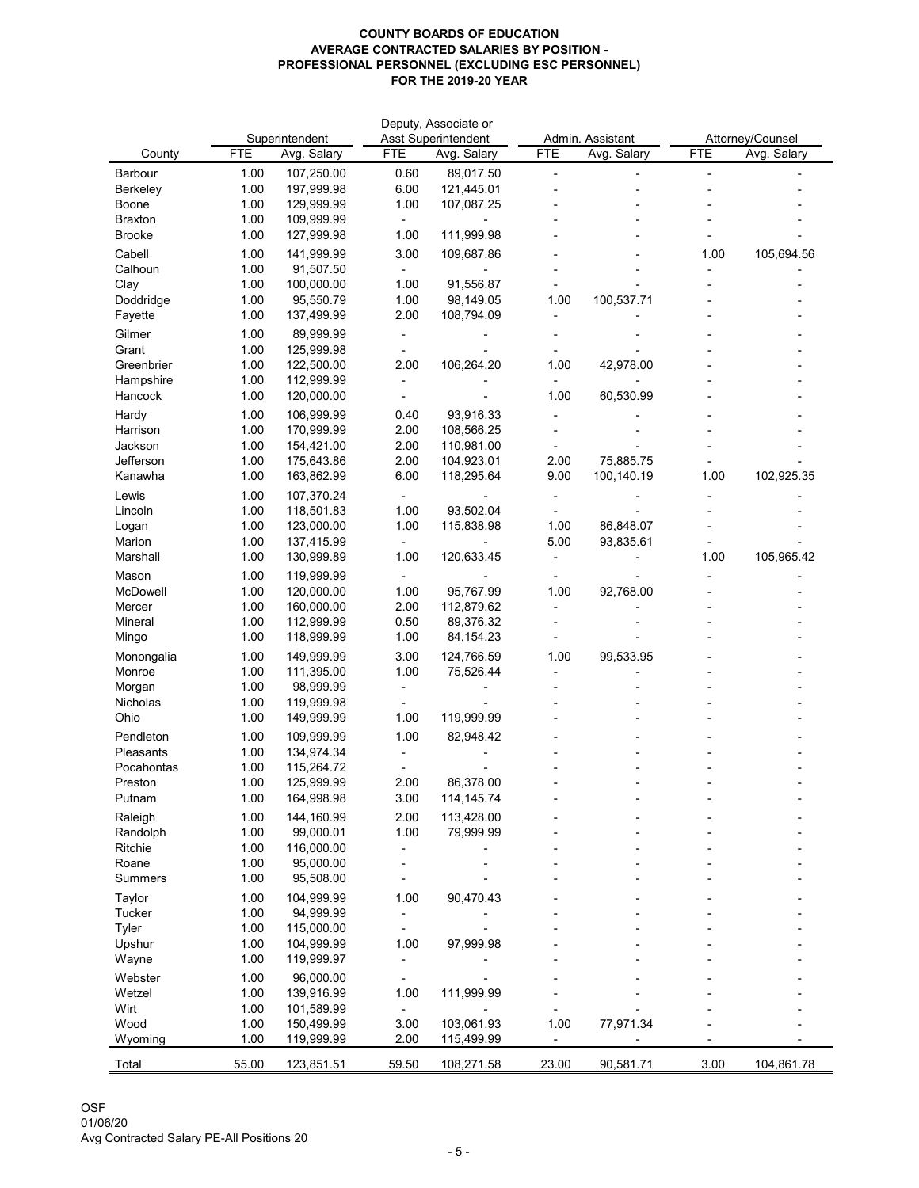**COUNTY BOARDS OF EDUCATION**
**AVERAGE CONTRACTED SALARIES BY POSITION -**
**PROFESSIONAL PERSONNEL (EXCLUDING ESC PERSONNEL)**
**FOR THE 2019-20 YEAR**

| | Superintendent | | Deputy, Associate or Asst Superintendent | | Admin. Assistant | | Attorney/Counsel | |
|---|---|---|---|---|---|---|---|---|
| County | FTE | Avg. Salary | FTE | Avg. Salary | FTE | Avg. Salary | FTE | Avg. Salary |
| Barbour | 1.00 | 107,250.00 | 0.60 | 89,017.50 | - | - | - | - |
| Berkeley | 1.00 | 197,999.98 | 6.00 | 121,445.01 | - | - | - | - |
| Boone | 1.00 | 129,999.99 | 1.00 | 107,087.25 | - | - | - | - |
| Braxton | 1.00 | 109,999.99 | - | - | - | - | - | - |
| Brooke | 1.00 | 127,999.98 | 1.00 | 111,999.98 | - | - | - | - |
| Cabell | 1.00 | 141,999.99 | 3.00 | 109,687.86 | - | - | 1.00 | 105,694.56 |
| Calhoun | 1.00 | 91,507.50 | - | - | - | - | - | - |
| Clay | 1.00 | 100,000.00 | 1.00 | 91,556.87 | - | - | - | - |
| Doddridge | 1.00 | 95,550.79 | 1.00 | 98,149.05 | 1.00 | 100,537.71 | - | - |
| Fayette | 1.00 | 137,499.99 | 2.00 | 108,794.09 | - | - | - | - |
| Gilmer | 1.00 | 89,999.99 | - | - | - | - | - | - |
| Grant | 1.00 | 125,999.98 | - | - | - | - | - | - |
| Greenbrier | 1.00 | 122,500.00 | 2.00 | 106,264.20 | 1.00 | 42,978.00 | - | - |
| Hampshire | 1.00 | 112,999.99 | - | - | - | - | - | - |
| Hancock | 1.00 | 120,000.00 | - | - | 1.00 | 60,530.99 | - | - |
| Hardy | 1.00 | 106,999.99 | 0.40 | 93,916.33 | - | - | - | - |
| Harrison | 1.00 | 170,999.99 | 2.00 | 108,566.25 | - | - | - | - |
| Jackson | 1.00 | 154,421.00 | 2.00 | 110,981.00 | - | - | - | - |
| Jefferson | 1.00 | 175,643.86 | 2.00 | 104,923.01 | 2.00 | 75,885.75 | - | - |
| Kanawha | 1.00 | 163,862.99 | 6.00 | 118,295.64 | 9.00 | 100,140.19 | 1.00 | 102,925.35 |
| Lewis | 1.00 | 107,370.24 | - | - | - | - | - | - |
| Lincoln | 1.00 | 118,501.83 | 1.00 | 93,502.04 | - | - | - | - |
| Logan | 1.00 | 123,000.00 | 1.00 | 115,838.98 | 1.00 | 86,848.07 | - | - |
| Marion | 1.00 | 137,415.99 | - | - | 5.00 | 93,835.61 | - | - |
| Marshall | 1.00 | 130,999.89 | 1.00 | 120,633.45 | - | - | 1.00 | 105,965.42 |
| Mason | 1.00 | 119,999.99 | - | - | - | - | - | - |
| McDowell | 1.00 | 120,000.00 | 1.00 | 95,767.99 | 1.00 | 92,768.00 | - | - |
| Mercer | 1.00 | 160,000.00 | 2.00 | 112,879.62 | - | - | - | - |
| Mineral | 1.00 | 112,999.99 | 0.50 | 89,376.32 | - | - | - | - |
| Mingo | 1.00 | 118,999.99 | 1.00 | 84,154.23 | - | - | - | - |
| Monongalia | 1.00 | 149,999.99 | 3.00 | 124,766.59 | 1.00 | 99,533.95 | - | - |
| Monroe | 1.00 | 111,395.00 | 1.00 | 75,526.44 | - | - | - | - |
| Morgan | 1.00 | 98,999.99 | - | - | - | - | - | - |
| Nicholas | 1.00 | 119,999.98 | - | - | - | - | - | - |
| Ohio | 1.00 | 149,999.99 | 1.00 | 119,999.99 | - | - | - | - |
| Pendleton | 1.00 | 109,999.99 | 1.00 | 82,948.42 | - | - | - | - |
| Pleasants | 1.00 | 134,974.34 | - | - | - | - | - | - |
| Pocahontas | 1.00 | 115,264.72 | - | - | - | - | - | - |
| Preston | 1.00 | 125,999.99 | 2.00 | 86,378.00 | - | - | - | - |
| Putnam | 1.00 | 164,998.98 | 3.00 | 114,145.74 | - | - | - | - |
| Raleigh | 1.00 | 144,160.99 | 2.00 | 113,428.00 | - | - | - | - |
| Randolph | 1.00 | 99,000.01 | 1.00 | 79,999.99 | - | - | - | - |
| Ritchie | 1.00 | 116,000.00 | - | - | - | - | - | - |
| Roane | 1.00 | 95,000.00 | - | - | - | - | - | - |
| Summers | 1.00 | 95,508.00 | - | - | - | - | - | - |
| Taylor | 1.00 | 104,999.99 | 1.00 | 90,470.43 | - | - | - | - |
| Tucker | 1.00 | 94,999.99 | - | - | - | - | - | - |
| Tyler | 1.00 | 115,000.00 | - | - | - | - | - | - |
| Upshur | 1.00 | 104,999.99 | 1.00 | 97,999.98 | - | - | - | - |
| Wayne | 1.00 | 119,999.97 | - | - | - | - | - | - |
| Webster | 1.00 | 96,000.00 | - | - | - | - | - | - |
| Wetzel | 1.00 | 139,916.99 | 1.00 | 111,999.99 | - | - | - | - |
| Wirt | 1.00 | 101,589.99 | - | - | - | - | - | - |
| Wood | 1.00 | 150,499.99 | 3.00 | 103,061.93 | 1.00 | 77,971.34 | - | - |
| Wyoming | 1.00 | 119,999.99 | 2.00 | 115,499.99 | - | - | - | - |
| Total | 55.00 | 123,851.51 | 59.50 | 108,271.58 | 23.00 | 90,581.71 | 3.00 | 104,861.78 |

OSF
01/06/20
Avg Contracted Salary PE-All Positions 20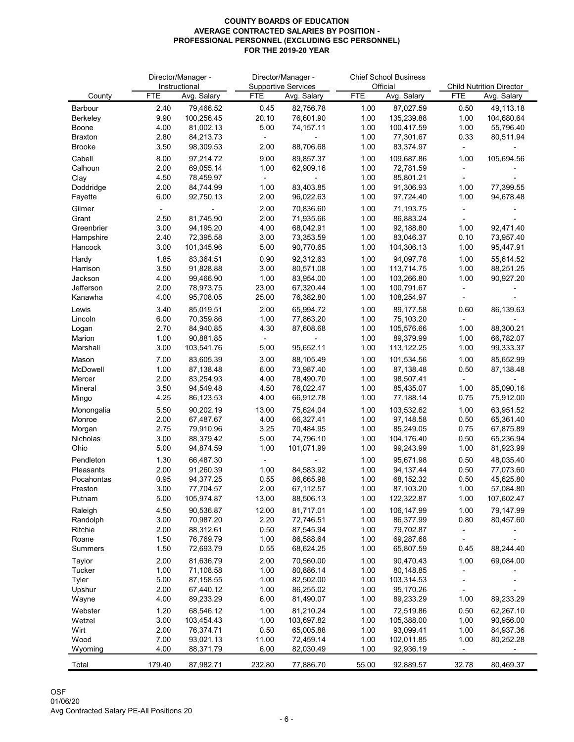**COUNTY BOARDS OF EDUCATION**
**AVERAGE CONTRACTED SALARIES BY POSITION -**
**PROFESSIONAL PERSONNEL (EXCLUDING ESC PERSONNEL)**
**FOR THE 2019-20 YEAR**

| | Director/Manager - Instructional | | Director/Manager - Supportive Services | | Chief School Business Official | | Child Nutrition Director | |
|---|---|---|---|---|---|---|---|---|
| County | FTE | Avg. Salary | FTE | Avg. Salary | FTE | Avg. Salary | FTE | Avg. Salary |
| Barbour | 2.40 | 79,466.52 | 0.45 | 82,756.78 | 1.00 | 87,027.59 | 0.50 | 49,113.18 |
| Berkeley | 9.90 | 100,256.45 | 20.10 | 76,601.90 | 1.00 | 135,239.88 | 1.00 | 104,680.64 |
| Boone | 4.00 | 81,002.13 | 5.00 | 74,157.11 | 1.00 | 100,417.59 | 1.00 | 55,796.40 |
| Braxton | 2.80 | 84,213.73 | - | - | 1.00 | 77,301.67 | 0.33 | 80,511.94 |
| Brooke | 3.50 | 98,309.53 | 2.00 | 88,706.68 | 1.00 | 83,374.97 | - | - |
| Cabell | 8.00 | 97,214.72 | 9.00 | 89,857.37 | 1.00 | 109,687.86 | 1.00 | 105,694.56 |
| Calhoun | 2.00 | 69,055.14 | 1.00 | 62,909.16 | 1.00 | 72,781.59 | - | - |
| Clay | 4.50 | 78,459.97 | - | - | 1.00 | 85,801.21 | - | - |
| Doddridge | 2.00 | 84,744.99 | 1.00 | 83,403.85 | 1.00 | 91,306.93 | 1.00 | 77,399.55 |
| Fayette | 6.00 | 92,750.13 | 2.00 | 96,022.63 | 1.00 | 97,724.40 | 1.00 | 94,678.48 |
| Gilmer | - | - | 2.00 | 70,836.60 | 1.00 | 71,193.75 | - | - |
| Grant | 2.50 | 81,745.90 | 2.00 | 71,935.66 | 1.00 | 86,883.24 | - | - |
| Greenbrier | 3.00 | 94,195.20 | 4.00 | 68,042.91 | 1.00 | 92,188.80 | 1.00 | 92,471.40 |
| Hampshire | 2.40 | 72,395.58 | 3.00 | 73,353.59 | 1.00 | 83,046.37 | 0.10 | 73,957.40 |
| Hancock | 3.00 | 101,345.96 | 5.00 | 90,770.65 | 1.00 | 104,306.13 | 1.00 | 95,447.91 |
| Hardy | 1.85 | 83,364.51 | 0.90 | 92,312.63 | 1.00 | 94,097.78 | 1.00 | 55,614.52 |
| Harrison | 3.50 | 91,828.88 | 3.00 | 80,571.08 | 1.00 | 113,714.75 | 1.00 | 88,251.25 |
| Jackson | 4.00 | 99,466.90 | 1.00 | 83,954.00 | 1.00 | 103,266.80 | 1.00 | 90,927.20 |
| Jefferson | 2.00 | 78,973.75 | 23.00 | 67,320.44 | 1.00 | 100,791.67 | - | - |
| Kanawha | 4.00 | 95,708.05 | 25.00 | 76,382.80 | 1.00 | 108,254.97 | - | - |
| Lewis | 3.40 | 85,019.51 | 2.00 | 65,994.72 | 1.00 | 89,177.58 | 0.60 | 86,139.63 |
| Lincoln | 6.00 | 70,359.86 | 1.00 | 77,863.20 | 1.00 | 75,103.20 | - | - |
| Logan | 2.70 | 84,940.85 | 4.30 | 87,608.68 | 1.00 | 105,576.66 | 1.00 | 88,300.21 |
| Marion | 1.00 | 90,881.85 | - | - | 1.00 | 89,379.99 | 1.00 | 66,782.07 |
| Marshall | 3.00 | 103,541.76 | 5.00 | 95,652.11 | 1.00 | 113,122.25 | 1.00 | 99,333.37 |
| Mason | 7.00 | 83,605.39 | 3.00 | 88,105.49 | 1.00 | 101,534.56 | 1.00 | 85,652.99 |
| McDowell | 1.00 | 87,138.48 | 6.00 | 73,987.40 | 1.00 | 87,138.48 | 0.50 | 87,138.48 |
| Mercer | 2.00 | 83,254.93 | 4.00 | 78,490.70 | 1.00 | 98,507.41 | - | - |
| Mineral | 3.50 | 94,549.48 | 4.50 | 76,022.47 | 1.00 | 85,435.07 | 1.00 | 85,090.16 |
| Mingo | 4.25 | 86,123.53 | 4.00 | 66,912.78 | 1.00 | 77,188.14 | 0.75 | 75,912.00 |
| Monongalia | 5.50 | 90,202.19 | 13.00 | 75,624.04 | 1.00 | 103,532.62 | 1.00 | 63,951.52 |
| Monroe | 2.00 | 67,487.67 | 4.00 | 66,327.41 | 1.00 | 97,148.58 | 0.50 | 65,361.40 |
| Morgan | 2.75 | 79,910.96 | 3.25 | 70,484.95 | 1.00 | 85,249.05 | 0.75 | 67,875.89 |
| Nicholas | 3.00 | 88,379.42 | 5.00 | 74,796.10 | 1.00 | 104,176.40 | 0.50 | 65,236.94 |
| Ohio | 5.00 | 94,874.59 | 1.00 | 101,071.99 | 1.00 | 99,243.99 | 1.00 | 81,923.99 |
| Pendleton | 1.30 | 66,487.30 | - | - | 1.00 | 95,671.98 | 0.50 | 48,035.40 |
| Pleasants | 2.00 | 91,260.39 | 1.00 | 84,583.92 | 1.00 | 94,137.44 | 0.50 | 77,073.60 |
| Pocahontas | 0.95 | 94,377.25 | 0.55 | 86,665.98 | 1.00 | 68,152.32 | 0.50 | 45,625.80 |
| Preston | 3.00 | 77,704.57 | 2.00 | 67,112.57 | 1.00 | 87,103.20 | 1.00 | 57,084.80 |
| Putnam | 5.00 | 105,974.87 | 13.00 | 88,506.13 | 1.00 | 122,322.87 | 1.00 | 107,602.47 |
| Raleigh | 4.50 | 90,536.87 | 12.00 | 81,717.01 | 1.00 | 106,147.99 | 1.00 | 79,147.99 |
| Randolph | 3.00 | 70,987.20 | 2.20 | 72,746.51 | 1.00 | 86,377.99 | 0.80 | 80,457.60 |
| Ritchie | 2.00 | 88,312.61 | 0.50 | 87,545.94 | 1.00 | 79,702.87 | - | - |
| Roane | 1.50 | 76,769.79 | 1.00 | 86,588.64 | 1.00 | 69,287.68 | - | - |
| Summers | 1.50 | 72,693.79 | 0.55 | 68,624.25 | 1.00 | 65,807.59 | 0.45 | 88,244.40 |
| Taylor | 2.00 | 81,636.79 | 2.00 | 70,560.00 | 1.00 | 90,470.43 | 1.00 | 69,084.00 |
| Tucker | 1.00 | 71,108.58 | 1.00 | 80,886.14 | 1.00 | 80,148.85 | - | - |
| Tyler | 5.00 | 87,158.55 | 1.00 | 82,502.00 | 1.00 | 103,314.53 | - | - |
| Upshur | 2.00 | 67,440.12 | 1.00 | 86,255.02 | 1.00 | 95,170.26 | - | - |
| Wayne | 4.00 | 89,233.29 | 6.00 | 81,490.07 | 1.00 | 89,233.29 | 1.00 | 89,233.29 |
| Webster | 1.20 | 68,546.12 | 1.00 | 81,210.24 | 1.00 | 72,519.86 | 0.50 | 62,267.10 |
| Wetzel | 3.00 | 103,454.43 | 1.00 | 103,697.82 | 1.00 | 105,388.00 | 1.00 | 90,956.00 |
| Wirt | 2.00 | 76,374.71 | 0.50 | 65,005.88 | 1.00 | 93,099.41 | 1.00 | 84,937.36 |
| Wood | 7.00 | 93,021.13 | 11.00 | 72,459.14 | 1.00 | 102,011.85 | 1.00 | 80,252.28 |
| Wyoming | 4.00 | 88,371.79 | 6.00 | 82,030.49 | 1.00 | 92,936.19 | - | - |
| Total | 179.40 | 87,982.71 | 232.80 | 77,886.70 | 55.00 | 92,889.57 | 32.78 | 80,469.37 |

OSF
01/06/20
Avg Contracted Salary PE-All Positions 20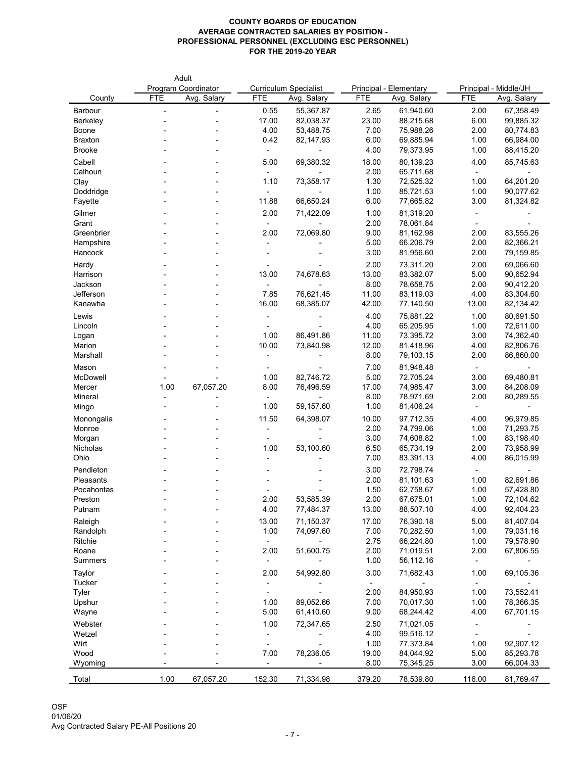**COUNTY BOARDS OF EDUCATION**
**AVERAGE CONTRACTED SALARIES BY POSITION -**
**PROFESSIONAL PERSONNEL (EXCLUDING ESC PERSONNEL)**
**FOR THE 2019-20 YEAR**

| | Adult Program Coordinator | | Curriculum Specialist | | Principal - Elementary | | Principal - Middle/JH | |
|---|---|---|---|---|---|---|---|---|
| County | FTE | Avg. Salary | FTE | Avg. Salary | FTE | Avg. Salary | FTE | Avg. Salary |
| Barbour | - | - | 0.55 | 55,367.87 | 2.65 | 61,940.60 | 2.00 | 67,358.49 |
| Berkeley | - | - | 17.00 | 82,038.37 | 23.00 | 88,215.68 | 6.00 | 99,885.32 |
| Boone | - | - | 4.00 | 53,488.75 | 7.00 | 75,988.26 | 2.00 | 80,774.83 |
| Braxton | - | - | 0.42 | 82,147.93 | 6.00 | 69,885.94 | 1.00 | 66,984.00 |
| Brooke | - | - | - | - | 4.00 | 79,373.95 | 1.00 | 88,415.20 |
| Cabell | - | - | 5.00 | 69,380.32 | 18.00 | 80,139.23 | 4.00 | 85,745.63 |
| Calhoun | - | - | - | - | 2.00 | 65,711.68 | - | - |
| Clay | - | - | 1.10 | 73,358.17 | 1.30 | 72,525.32 | 1.00 | 64,201.20 |
| Doddridge | - | - | - | - | 1.00 | 85,721.53 | 1.00 | 90,077.62 |
| Fayette | - | - | 11.88 | 66,650.24 | 6.00 | 77,665.82 | 3.00 | 81,324.82 |
| Gilmer | - | - | 2.00 | 71,422.09 | 1.00 | 81,319.20 | - | - |
| Grant | - | - | - | - | 2.00 | 78,061.84 | - | - |
| Greenbrier | - | - | 2.00 | 72,069.80 | 9.00 | 81,162.98 | 2.00 | 83,555.26 |
| Hampshire | - | - | - | - | 5.00 | 66,206.79 | 2.00 | 82,366.21 |
| Hancock | - | - | - | - | 3.00 | 81,956.60 | 2.00 | 79,159.85 |
| Hardy | - | - | - | - | 2.00 | 73,311.20 | 2.00 | 69,066.60 |
| Harrison | - | - | 13.00 | 74,678.63 | 13.00 | 83,382.07 | 5.00 | 90,652.94 |
| Jackson | - | - | - | - | 8.00 | 78,658.75 | 2.00 | 90,412.20 |
| Jefferson | - | - | 7.85 | 76,621.45 | 11.00 | 83,119.03 | 4.00 | 83,304.60 |
| Kanawha | - | - | 16.00 | 68,385.07 | 42.00 | 77,140.50 | 13.00 | 82,134.42 |
| Lewis | - | - | - | - | 4.00 | 75,881.22 | 1.00 | 80,691.50 |
| Lincoln | - | - | - | - | 4.00 | 65,205.95 | 1.00 | 72,611.00 |
| Logan | - | - | 1.00 | 86,491.86 | 11.00 | 73,395.72 | 3.00 | 74,362.40 |
| Marion | - | - | 10.00 | 73,840.98 | 12.00 | 81,418.96 | 4.00 | 82,806.76 |
| Marshall | - | - | - | - | 8.00 | 79,103.15 | 2.00 | 86,860.00 |
| Mason | - | - | - | - | 7.00 | 81,948.48 | - | - |
| McDowell | - | - | 1.00 | 82,746.72 | 5.00 | 72,705.24 | 3.00 | 69,480.81 |
| Mercer | 1.00 | 67,057.20 | 8.00 | 76,496.59 | 17.00 | 74,985.47 | 3.00 | 84,208.09 |
| Mineral | - | - | - | - | 8.00 | 78,971.69 | 2.00 | 80,289.55 |
| Mingo | - | - | 1.00 | 59,157.60 | 1.00 | 81,406.24 | - | - |
| Monongalia | - | - | 11.50 | 64,398.07 | 10.00 | 97,712.35 | 4.00 | 96,979.85 |
| Monroe | - | - | - | - | 2.00 | 74,799.06 | 1.00 | 71,293.75 |
| Morgan | - | - | - | - | 3.00 | 74,608.82 | 1.00 | 83,198.40 |
| Nicholas | - | - | 1.00 | 53,100.60 | 6.50 | 65,734.19 | 2.00 | 73,958.99 |
| Ohio | - | - | - | - | 7.00 | 83,391.13 | 4.00 | 86,015.99 |
| Pendleton | - | - | - | - | 3.00 | 72,798.74 | - | - |
| Pleasants | - | - | - | - | 2.00 | 81,101.63 | 1.00 | 82,691.86 |
| Pocahontas | - | - | - | - | 1.50 | 62,758.67 | 1.00 | 57,428.80 |
| Preston | - | - | 2.00 | 53,585.39 | 2.00 | 67,675.01 | 1.00 | 72,104.62 |
| Putnam | - | - | 4.00 | 77,484.37 | 13.00 | 88,507.10 | 4.00 | 92,404.23 |
| Raleigh | - | - | 13.00 | 71,150.37 | 17.00 | 76,390.18 | 5.00 | 81,407.04 |
| Randolph | - | - | 1.00 | 74,097.60 | 7.00 | 70,282.50 | 1.00 | 79,031.16 |
| Ritchie | - | - | - | - | 2.75 | 66,224.80 | 1.00 | 79,578.90 |
| Roane | - | - | 2.00 | 51,600.75 | 2.00 | 71,019.51 | 2.00 | 67,806.55 |
| Summers | - | - | - | - | 1.00 | 56,112.16 | - | - |
| Taylor | - | - | 2.00 | 54,992.80 | 3.00 | 71,682.43 | 1.00 | 69,105.36 |
| Tucker | - | - | - | - | - | - | - | - |
| Tyler | - | - | - | - | 2.00 | 84,950.93 | 1.00 | 73,552.41 |
| Upshur | - | - | 1.00 | 89,052.66 | 7.00 | 70,017.30 | 1.00 | 78,366.35 |
| Wayne | - | - | 5.00 | 61,410.60 | 9.00 | 68,244.42 | 4.00 | 67,701.15 |
| Webster | - | - | 1.00 | 72,347.65 | 2.50 | 71,021.05 | - | - |
| Wetzel | - | - | - | - | 4.00 | 99,516.12 | - | - |
| Wirt | - | - | - | - | 1.00 | 77,373.84 | 1.00 | 92,907.12 |
| Wood | - | - | 7.00 | 78,236.05 | 19.00 | 84,044.92 | 5.00 | 85,293.78 |
| Wyoming | - | - | - | - | 8.00 | 75,345.25 | 3.00 | 66,004.33 |
| Total | 1.00 | 67,057.20 | 152.30 | 71,334.98 | 379.20 | 78,539.80 | 116.00 | 81,769.47 |

OSF
01/06/20
Avg Contracted Salary PE-All Positions 20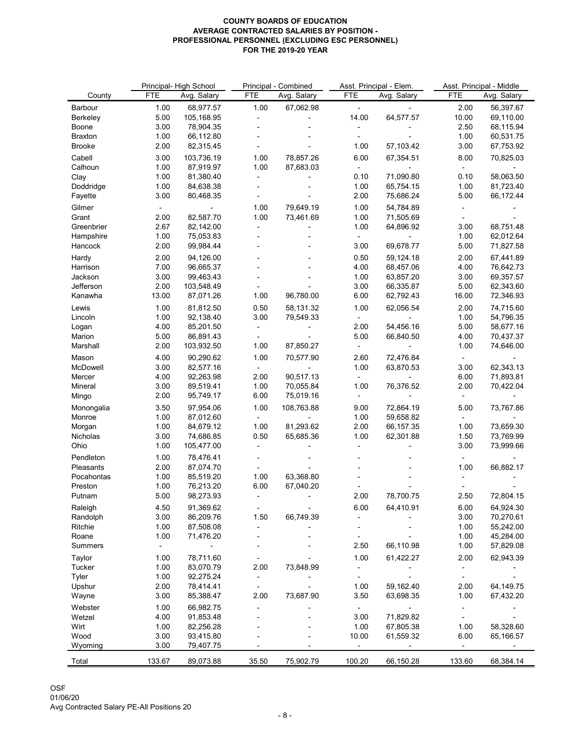**COUNTY BOARDS OF EDUCATION**
**AVERAGE CONTRACTED SALARIES BY POSITION -**
**PROFESSIONAL PERSONNEL (EXCLUDING ESC PERSONNEL)**
**FOR THE 2019-20 YEAR**

| | Principal- High School | | Principal - Combined | | Asst. Principal - Elem. | | Asst. Principal - Middle | |
|---|---|---|---|---|---|---|---|---|
| County | FTE | Avg. Salary | FTE | Avg. Salary | FTE | Avg. Salary | FTE | Avg. Salary |
| Barbour | 1.00 | 68,977.57 | 1.00 | 67,062.98 | - | - | 2.00 | 56,397.67 |
| Berkeley | 5.00 | 105,168.95 | - | - | 14.00 | 64,577.57 | 10.00 | 69,110.00 |
| Boone | 3.00 | 78,904.35 | - | - | - | - | 2.50 | 68,115.94 |
| Braxton | 1.00 | 66,112.80 | - | - | - | - | 1.00 | 60,531.75 |
| Brooke | 2.00 | 82,315.45 | - | - | 1.00 | 57,103.42 | 3.00 | 67,753.92 |
| Cabell | 3.00 | 103,736.19 | 1.00 | 78,857.26 | 6.00 | 67,354.51 | 8.00 | 70,825.03 |
| Calhoun | 1.00 | 87,919.97 | 1.00 | 87,683.03 | - | - | - | - |
| Clay | 1.00 | 81,380.40 | - | - | 0.10 | 71,090.80 | 0.10 | 58,063.50 |
| Doddridge | 1.00 | 84,638.38 | - | - | 1.00 | 65,754.15 | 1.00 | 81,723.40 |
| Fayette | 3.00 | 80,468.35 | - | - | 2.00 | 75,686.24 | 5.00 | 66,172.44 |
| Gilmer | - | - | 1.00 | 79,649.19 | 1.00 | 54,784.89 | - | - |
| Grant | 2.00 | 82,587.70 | 1.00 | 73,461.69 | 1.00 | 71,505.69 | - | - |
| Greenbrier | 2.67 | 82,142.00 | - | - | 1.00 | 64,896.92 | 3.00 | 68,751.48 |
| Hampshire | 1.00 | 75,053.83 | - | - | - | - | 1.00 | 62,012.64 |
| Hancock | 2.00 | 99,984.44 | - | - | 3.00 | 69,678.77 | 5.00 | 71,827.58 |
| Hardy | 2.00 | 94,126.00 | - | - | 0.50 | 59,124.18 | 2.00 | 67,441.89 |
| Harrison | 7.00 | 96,665.37 | - | - | 4.00 | 68,457.06 | 4.00 | 76,642.73 |
| Jackson | 3.00 | 99,463.43 | - | - | 1.00 | 63,857.20 | 3.00 | 69,357.57 |
| Jefferson | 2.00 | 103,548.49 | - | - | 3.00 | 66,335.87 | 5.00 | 62,343.60 |
| Kanawha | 13.00 | 87,071.26 | 1.00 | 96,780.00 | 6.00 | 62,792.43 | 16.00 | 72,346.93 |
| Lewis | 1.00 | 81,812.50 | 0.50 | 58,131.32 | 1.00 | 62,056.54 | 2.00 | 74,715.60 |
| Lincoln | 1.00 | 92,138.40 | 3.00 | 79,549.33 | - | - | 1.00 | 54,796.35 |
| Logan | 4.00 | 85,201.50 | - | - | 2.00 | 54,456.16 | 5.00 | 58,677.16 |
| Marion | 5.00 | 86,891.43 | - | - | 5.00 | 66,840.50 | 4.00 | 70,437.37 |
| Marshall | 2.00 | 103,932.50 | 1.00 | 87,850.27 | - | - | 1.00 | 74,646.00 |
| Mason | 4.00 | 90,290.62 | 1.00 | 70,577.90 | 2.60 | 72,476.84 | - | - |
| McDowell | 3.00 | 82,577.16 | - | - | 1.00 | 63,870.53 | 3.00 | 62,343.13 |
| Mercer | 4.00 | 92,263.98 | 2.00 | 90,517.13 | - | - | 6.00 | 71,893.81 |
| Mineral | 3.00 | 89,519.41 | 1.00 | 70,055.84 | 1.00 | 76,376.52 | 2.00 | 70,422.04 |
| Mingo | 2.00 | 95,749.17 | 6.00 | 75,019.16 | - | - | - | - |
| Monongalia | 3.50 | 97,954.06 | 1.00 | 108,763.88 | 9.00 | 72,864.19 | 5.00 | 73,767.86 |
| Monroe | 1.00 | 87,012.60 | - | - | 1.00 | 59,658.82 | - | - |
| Morgan | 1.00 | 84,679.12 | 1.00 | 81,293.62 | 2.00 | 66,157.35 | 1.00 | 73,659.30 |
| Nicholas | 3.00 | 74,686.85 | 0.50 | 65,685.36 | 1.00 | 62,301.88 | 1.50 | 73,769.99 |
| Ohio | 1.00 | 105,477.00 | - | - | - | - | 3.00 | 73,999.66 |
| Pendleton | 1.00 | 78,476.41 | - | - | - | - | - | - |
| Pleasants | 2.00 | 87,074.70 | - | - | - | - | 1.00 | 66,882.17 |
| Pocahontas | 1.00 | 85,519.20 | 1.00 | 63,368.80 | - | - | - | - |
| Preston | 1.00 | 76,213.20 | 6.00 | 67,040.20 | - | - | - | - |
| Putnam | 5.00 | 98,273.93 | - | - | 2.00 | 78,700.75 | 2.50 | 72,804.15 |
| Raleigh | 4.50 | 91,369.62 | - | - | 6.00 | 64,410.91 | 6.00 | 64,924.30 |
| Randolph | 3.00 | 86,209.76 | 1.50 | 66,749.39 | - | - | 3.00 | 70,270.61 |
| Ritchie | 1.00 | 87,508.08 | - | - | - | - | 1.00 | 55,242.00 |
| Roane | 1.00 | 71,476.20 | - | - | - | - | 1.00 | 45,284.00 |
| Summers | - | - | - | - | 2.50 | 66,110.98 | 1.00 | 57,829.08 |
| Taylor | 1.00 | 78,711.60 | - | - | 1.00 | 61,422.27 | 2.00 | 62,943.39 |
| Tucker | 1.00 | 83,070.79 | 2.00 | 73,848.99 | - | - | - | - |
| Tyler | 1.00 | 92,275.24 | - | - | - | - | - | - |
| Upshur | 2.00 | 78,414.41 | - | - | 1.00 | 59,162.40 | 2.00 | 64,149.75 |
| Wayne | 3.00 | 85,388.47 | 2.00 | 73,687.90 | 3.50 | 63,698.35 | 1.00 | 67,432.20 |
| Webster | 1.00 | 66,982.75 | - | - | - | - | - | - |
| Wetzel | 4.00 | 91,853.48 | - | - | 3.00 | 71,829.82 | - | - |
| Wirt | 1.00 | 82,256.28 | - | - | 1.00 | 67,805.38 | 1.00 | 58,328.60 |
| Wood | 3.00 | 93,415.80 | - | - | 10.00 | 61,559.32 | 6.00 | 65,166.57 |
| Wyoming | 3.00 | 79,407.75 | - | - | - | - | - | - |
| Total | 133.67 | 89,073.88 | 35.50 | 75,902.79 | 100.20 | 66,150.28 | 133.60 | 68,384.14 |

OSF
01/06/20
Avg Contracted Salary PE-All Positions 20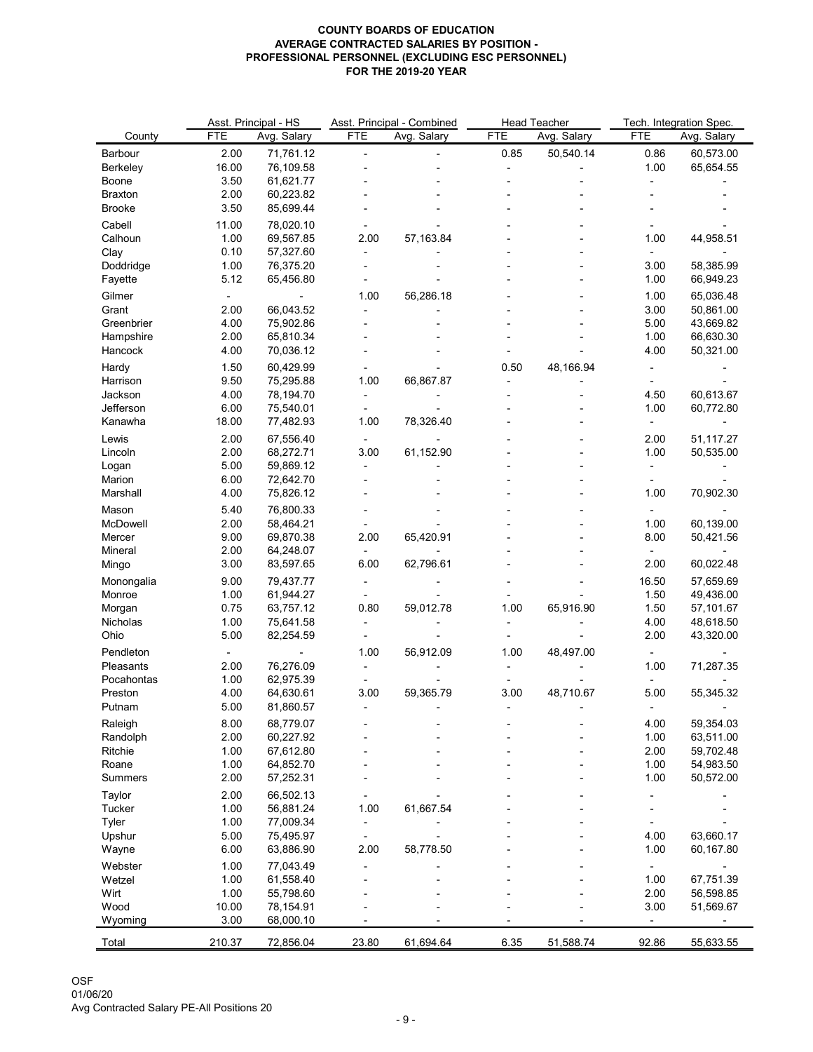**COUNTY BOARDS OF EDUCATION**
**AVERAGE CONTRACTED SALARIES BY POSITION -**
**PROFESSIONAL PERSONNEL (EXCLUDING ESC PERSONNEL)**
**FOR THE 2019-20 YEAR**

| | Asst. Principal - HS | | Asst. Principal - Combined | | Head Teacher | | Tech. Integration Spec. | |
|---|---|---|---|---|---|---|---|---|
| County | FTE | Avg. Salary | FTE | Avg. Salary | FTE | Avg. Salary | FTE | Avg. Salary |
| Barbour | 2.00 | 71,761.12 | - | - | 0.85 | 50,540.14 | 0.86 | 60,573.00 |
| Berkeley | 16.00 | 76,109.58 | - | - | - | - | 1.00 | 65,654.55 |
| Boone | 3.50 | 61,621.77 | - | - | - | - | - | - |
| Braxton | 2.00 | 60,223.82 | - | - | - | - | - | - |
| Brooke | 3.50 | 85,699.44 | - | - | - | - | - | - |
| Cabell | 11.00 | 78,020.10 | - | - | - | - | - | - |
| Calhoun | 1.00 | 69,567.85 | 2.00 | 57,163.84 | - | - | 1.00 | 44,958.51 |
| Clay | 0.10 | 57,327.60 | - | - | - | - | - | - |
| Doddridge | 1.00 | 76,375.20 | - | - | - | - | 3.00 | 58,385.99 |
| Fayette | 5.12 | 65,456.80 | - | - | - | - | 1.00 | 66,949.23 |
| Gilmer | - | - | 1.00 | 56,286.18 | - | - | 1.00 | 65,036.48 |
| Grant | 2.00 | 66,043.52 | - | - | - | - | 3.00 | 50,861.00 |
| Greenbrier | 4.00 | 75,902.86 | - | - | - | - | 5.00 | 43,669.82 |
| Hampshire | 2.00 | 65,810.34 | - | - | - | - | 1.00 | 66,630.30 |
| Hancock | 4.00 | 70,036.12 | - | - | - | - | 4.00 | 50,321.00 |
| Hardy | 1.50 | 60,429.99 | - | - | 0.50 | 48,166.94 | - | - |
| Harrison | 9.50 | 75,295.88 | 1.00 | 66,867.87 | - | - | - | - |
| Jackson | 4.00 | 78,194.70 | - | - | - | - | 4.50 | 60,613.67 |
| Jefferson | 6.00 | 75,540.01 | - | - | - | - | 1.00 | 60,772.80 |
| Kanawha | 18.00 | 77,482.93 | 1.00 | 78,326.40 | - | - | - | - |
| Lewis | 2.00 | 67,556.40 | - | - | - | - | 2.00 | 51,117.27 |
| Lincoln | 2.00 | 68,272.71 | 3.00 | 61,152.90 | - | - | 1.00 | 50,535.00 |
| Logan | 5.00 | 59,869.12 | - | - | - | - | - | - |
| Marion | 6.00 | 72,642.70 | - | - | - | - | - | - |
| Marshall | 4.00 | 75,826.12 | - | - | - | - | 1.00 | 70,902.30 |
| Mason | 5.40 | 76,800.33 | - | - | - | - | - | - |
| McDowell | 2.00 | 58,464.21 | - | - | - | - | 1.00 | 60,139.00 |
| Mercer | 9.00 | 69,870.38 | 2.00 | 65,420.91 | - | - | 8.00 | 50,421.56 |
| Mineral | 2.00 | 64,248.07 | - | - | - | - | - | - |
| Mingo | 3.00 | 83,597.65 | 6.00 | 62,796.61 | - | - | 2.00 | 60,022.48 |
| Monongalia | 9.00 | 79,437.77 | - | - | - | - | 16.50 | 57,659.69 |
| Monroe | 1.00 | 61,944.27 | - | - | - | - | 1.50 | 49,436.00 |
| Morgan | 0.75 | 63,757.12 | 0.80 | 59,012.78 | 1.00 | 65,916.90 | 1.50 | 57,101.67 |
| Nicholas | 1.00 | 75,641.58 | - | - | - | - | 4.00 | 48,618.50 |
| Ohio | 5.00 | 82,254.59 | - | - | - | - | 2.00 | 43,320.00 |
| Pendleton | - | - | 1.00 | 56,912.09 | 1.00 | 48,497.00 | - | - |
| Pleasants | 2.00 | 76,276.09 | - | - | - | - | 1.00 | 71,287.35 |
| Pocahontas | 1.00 | 62,975.39 | - | - | - | - | - | - |
| Preston | 4.00 | 64,630.61 | 3.00 | 59,365.79 | 3.00 | 48,710.67 | 5.00 | 55,345.32 |
| Putnam | 5.00 | 81,860.57 | - | - | - | - | - | - |
| Raleigh | 8.00 | 68,779.07 | - | - | - | - | 4.00 | 59,354.03 |
| Randolph | 2.00 | 60,227.92 | - | - | - | - | 1.00 | 63,511.00 |
| Ritchie | 1.00 | 67,612.80 | - | - | - | - | 2.00 | 59,702.48 |
| Roane | 1.00 | 64,852.70 | - | - | - | - | 1.00 | 54,983.50 |
| Summers | 2.00 | 57,252.31 | - | - | - | - | 1.00 | 50,572.00 |
| Taylor | 2.00 | 66,502.13 | - | - | - | - | - | - |
| Tucker | 1.00 | 56,881.24 | 1.00 | 61,667.54 | - | - | - | - |
| Tyler | 1.00 | 77,009.34 | - | - | - | - | - | - |
| Upshur | 5.00 | 75,495.97 | - | - | - | - | 4.00 | 63,660.17 |
| Wayne | 6.00 | 63,886.90 | 2.00 | 58,778.50 | - | - | 1.00 | 60,167.80 |
| Webster | 1.00 | 77,043.49 | - | - | - | - | - | - |
| Wetzel | 1.00 | 61,558.40 | - | - | - | - | 1.00 | 67,751.39 |
| Wirt | 1.00 | 55,798.60 | - | - | - | - | 2.00 | 56,598.85 |
| Wood | 10.00 | 78,154.91 | - | - | - | - | 3.00 | 51,569.67 |
| Wyoming | 3.00 | 68,000.10 | - | - | - | - | - | - |
| Total | 210.37 | 72,856.04 | 23.80 | 61,694.64 | 6.35 | 51,588.74 | 92.86 | 55,633.55 |

OSF
01/06/20
Avg Contracted Salary PE-All Positions 20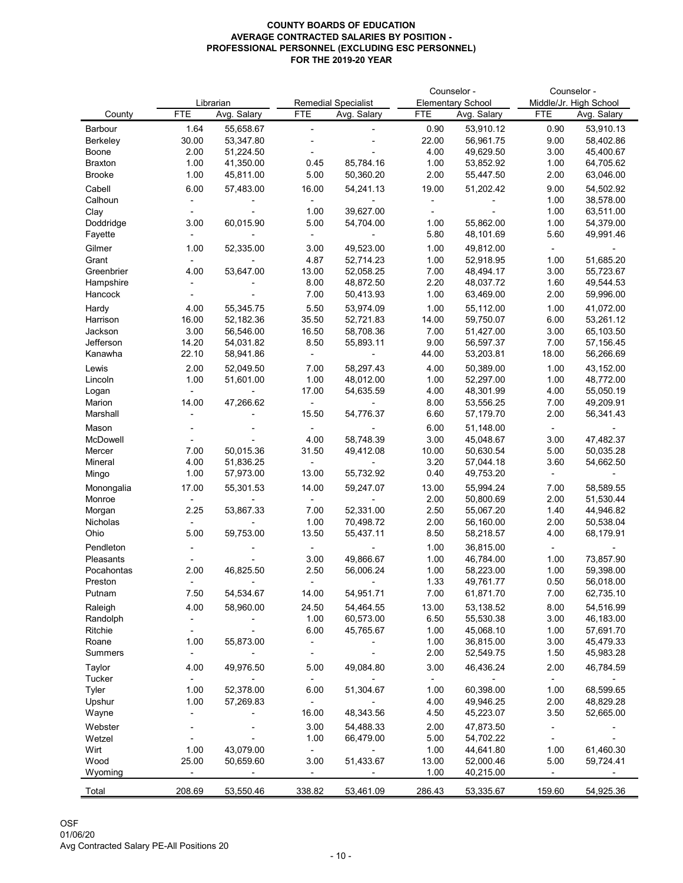**COUNTY BOARDS OF EDUCATION**
**AVERAGE CONTRACTED SALARIES BY POSITION -**
**PROFESSIONAL PERSONNEL (EXCLUDING ESC PERSONNEL)**
**FOR THE 2019-20 YEAR**

| | Librarian | | Remedial Specialist | | Counselor - Elementary School | | Counselor - Middle/Jr. High School | |
|---|---|---|---|---|---|---|---|---|
| County | FTE | Avg. Salary | FTE | Avg. Salary | FTE | Avg. Salary | FTE | Avg. Salary |
| Barbour | 1.64 | 55,658.67 | - | - | 0.90 | 53,910.12 | 0.90 | 53,910.13 |
| Berkeley | 30.00 | 53,347.80 | - | - | 22.00 | 56,961.75 | 9.00 | 58,402.86 |
| Boone | 2.00 | 51,224.50 | - | - | 4.00 | 49,629.50 | 3.00 | 45,400.67 |
| Braxton | 1.00 | 41,350.00 | 0.45 | 85,784.16 | 1.00 | 53,852.92 | 1.00 | 64,705.62 |
| Brooke | 1.00 | 45,811.00 | 5.00 | 50,360.20 | 2.00 | 55,447.50 | 2.00 | 63,046.00 |
| Cabell | 6.00 | 57,483.00 | 16.00 | 54,241.13 | 19.00 | 51,202.42 | 9.00 | 54,502.92 |
| Calhoun | - | - | - | - | - | - | 1.00 | 38,578.00 |
| Clay | - | - | 1.00 | 39,627.00 | - | - | 1.00 | 63,511.00 |
| Doddridge | 3.00 | 60,015.90 | 5.00 | 54,704.00 | 1.00 | 55,862.00 | 1.00 | 54,379.00 |
| Fayette | - | - | - | - | 5.80 | 48,101.69 | 5.60 | 49,991.46 |
| Gilmer | 1.00 | 52,335.00 | 3.00 | 49,523.00 | 1.00 | 49,812.00 | - | - |
| Grant | - | - | 4.87 | 52,714.23 | 1.00 | 52,918.95 | 1.00 | 51,685.20 |
| Greenbrier | 4.00 | 53,647.00 | 13.00 | 52,058.25 | 7.00 | 48,494.17 | 3.00 | 55,723.67 |
| Hampshire | - | - | 8.00 | 48,872.50 | 2.20 | 48,037.72 | 1.60 | 49,544.53 |
| Hancock | - | - | 7.00 | 50,413.93 | 1.00 | 63,469.00 | 2.00 | 59,996.00 |
| Hardy | 4.00 | 55,345.75 | 5.50 | 53,974.09 | 1.00 | 55,112.00 | 1.00 | 41,072.00 |
| Harrison | 16.00 | 52,182.36 | 35.50 | 52,721.83 | 14.00 | 59,750.07 | 6.00 | 53,261.12 |
| Jackson | 3.00 | 56,546.00 | 16.50 | 58,708.36 | 7.00 | 51,427.00 | 3.00 | 65,103.50 |
| Jefferson | 14.20 | 54,031.82 | 8.50 | 55,893.11 | 9.00 | 56,597.37 | 7.00 | 57,156.45 |
| Kanawha | 22.10 | 58,941.86 | - | - | 44.00 | 53,203.81 | 18.00 | 56,266.69 |
| Lewis | 2.00 | 52,049.50 | 7.00 | 58,297.43 | 4.00 | 50,389.00 | 1.00 | 43,152.00 |
| Lincoln | 1.00 | 51,601.00 | 1.00 | 48,012.00 | 1.00 | 52,297.00 | 1.00 | 48,772.00 |
| Logan | - | - | 17.00 | 54,635.59 | 4.00 | 48,301.99 | 4.00 | 55,050.19 |
| Marion | 14.00 | 47,266.62 | - | - | 8.00 | 53,556.25 | 7.00 | 49,209.91 |
| Marshall | - | - | 15.50 | 54,776.37 | 6.60 | 57,179.70 | 2.00 | 56,341.43 |
| Mason | - | - | - | - | 6.00 | 51,148.00 | - | - |
| McDowell | - | - | 4.00 | 58,748.39 | 3.00 | 45,048.67 | 3.00 | 47,482.37 |
| Mercer | 7.00 | 50,015.36 | 31.50 | 49,412.08 | 10.00 | 50,630.54 | 5.00 | 50,035.28 |
| Mineral | 4.00 | 51,836.25 | - | - | 3.20 | 57,044.18 | 3.60 | 54,662.50 |
| Mingo | 1.00 | 57,973.00 | 13.00 | 55,732.92 | 0.40 | 49,753.20 | - | - |
| Monongalia | 17.00 | 55,301.53 | 14.00 | 59,247.07 | 13.00 | 55,994.24 | 7.00 | 58,589.55 |
| Monroe | - | - | - | - | 2.00 | 50,800.69 | 2.00 | 51,530.44 |
| Morgan | 2.25 | 53,867.33 | 7.00 | 52,331.00 | 2.50 | 55,067.20 | 1.40 | 44,946.82 |
| Nicholas | - | - | 1.00 | 70,498.72 | 2.00 | 56,160.00 | 2.00 | 50,538.04 |
| Ohio | 5.00 | 59,753.00 | 13.50 | 55,437.11 | 8.50 | 58,218.57 | 4.00 | 68,179.91 |
| Pendleton | - | - | - | - | 1.00 | 36,815.00 | - | - |
| Pleasants | - | - | 3.00 | 49,866.67 | 1.00 | 46,784.00 | 1.00 | 73,857.90 |
| Pocahontas | 2.00 | 46,825.50 | 2.50 | 56,006.24 | 1.00 | 58,223.00 | 1.00 | 59,398.00 |
| Preston | - | - | - | - | 1.33 | 49,761.77 | 0.50 | 56,018.00 |
| Putnam | 7.50 | 54,534.67 | 14.00 | 54,951.71 | 7.00 | 61,871.70 | 7.00 | 62,735.10 |
| Raleigh | 4.00 | 58,960.00 | 24.50 | 54,464.55 | 13.00 | 53,138.52 | 8.00 | 54,516.99 |
| Randolph | - | - | 1.00 | 60,573.00 | 6.50 | 55,530.38 | 3.00 | 46,183.00 |
| Ritchie | - | - | 6.00 | 45,765.67 | 1.00 | 45,068.10 | 1.00 | 57,691.70 |
| Roane | 1.00 | 55,873.00 | - | - | 1.00 | 36,815.00 | 3.00 | 45,479.33 |
| Summers | - | - | - | - | 2.00 | 52,549.75 | 1.50 | 45,983.28 |
| Taylor | 4.00 | 49,976.50 | 5.00 | 49,084.80 | 3.00 | 46,436.24 | 2.00 | 46,784.59 |
| Tucker | - | - | - | - | - | - | - | - |
| Tyler | 1.00 | 52,378.00 | 6.00 | 51,304.67 | 1.00 | 60,398.00 | 1.00 | 68,599.65 |
| Upshur | 1.00 | 57,269.83 | - | - | 4.00 | 49,946.25 | 2.00 | 48,829.28 |
| Wayne | - | - | 16.00 | 48,343.56 | 4.50 | 45,223.07 | 3.50 | 52,665.00 |
| Webster | - | - | 3.00 | 54,488.33 | 2.00 | 47,873.50 | - | - |
| Wetzel | - | - | 1.00 | 66,479.00 | 5.00 | 54,702.22 | - | - |
| Wirt | 1.00 | 43,079.00 | - | - | 1.00 | 44,641.80 | 1.00 | 61,460.30 |
| Wood | 25.00 | 50,659.60 | 3.00 | 51,433.67 | 13.00 | 52,000.46 | 5.00 | 59,724.41 |
| Wyoming | - | - | - | - | 1.00 | 40,215.00 | - | - |
| Total | 208.69 | 53,550.46 | 338.82 | 53,461.09 | 286.43 | 53,335.67 | 159.60 | 54,925.36 |

OSF
01/06/20
Avg Contracted Salary PE-All Positions 20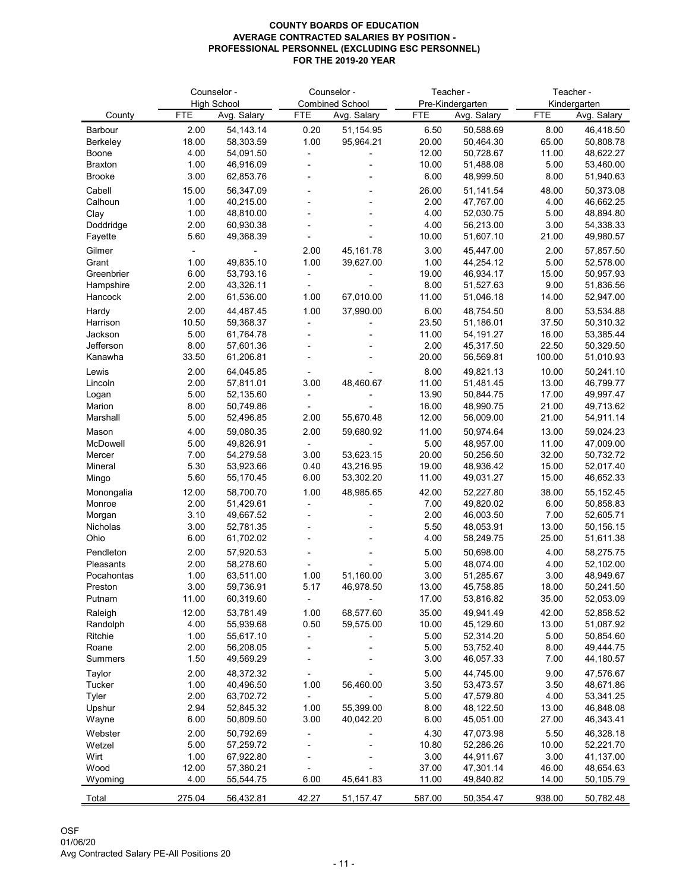**COUNTY BOARDS OF EDUCATION**
**AVERAGE CONTRACTED SALARIES BY POSITION -**
**PROFESSIONAL PERSONNEL (EXCLUDING ESC PERSONNEL)**
**FOR THE 2019-20 YEAR**

| County | Counselor - High School | | Counselor - Combined School | | Teacher - Pre-Kindergarten | | Teacher - Kindergarten | |
|---|---|---|---|---|---|---|---|---|
| | FTE | Avg. Salary | FTE | Avg. Salary | FTE | Avg. Salary | FTE | Avg. Salary |
| Barbour | 2.00 | 54,143.14 | 0.20 | 51,154.95 | 6.50 | 50,588.69 | 8.00 | 46,418.50 |
| Berkeley | 18.00 | 58,303.59 | 1.00 | 95,964.21 | 20.00 | 50,464.30 | 65.00 | 50,808.78 |
| Boone | 4.00 | 54,091.50 | - | - | 12.00 | 50,728.67 | 11.00 | 48,622.27 |
| Braxton | 1.00 | 46,916.09 | - | - | 10.00 | 51,488.08 | 5.00 | 53,460.00 |
| Brooke | 3.00 | 62,853.76 | - | - | 6.00 | 48,999.50 | 8.00 | 51,940.63 |
| Cabell | 15.00 | 56,347.09 | - | - | 26.00 | 51,141.54 | 48.00 | 50,373.08 |
| Calhoun | 1.00 | 40,215.00 | - | - | 2.00 | 47,767.00 | 4.00 | 46,662.25 |
| Clay | 1.00 | 48,810.00 | - | - | 4.00 | 52,030.75 | 5.00 | 48,894.80 |
| Doddridge | 2.00 | 60,930.38 | - | - | 4.00 | 56,213.00 | 3.00 | 54,338.33 |
| Fayette | 5.60 | 49,368.39 | - | - | 10.00 | 51,607.10 | 21.00 | 49,980.57 |
| Gilmer | - | - | 2.00 | 45,161.78 | 3.00 | 45,447.00 | 2.00 | 57,857.50 |
| Grant | 1.00 | 49,835.10 | 1.00 | 39,627.00 | 1.00 | 44,254.12 | 5.00 | 52,578.00 |
| Greenbrier | 6.00 | 53,793.16 | - | - | 19.00 | 46,934.17 | 15.00 | 50,957.93 |
| Hampshire | 2.00 | 43,326.11 | - | - | 8.00 | 51,527.63 | 9.00 | 51,836.56 |
| Hancock | 2.00 | 61,536.00 | 1.00 | 67,010.00 | 11.00 | 51,046.18 | 14.00 | 52,947.00 |
| Hardy | 2.00 | 44,487.45 | 1.00 | 37,990.00 | 6.00 | 48,754.50 | 8.00 | 53,534.88 |
| Harrison | 10.50 | 59,368.37 | - | - | 23.50 | 51,186.01 | 37.50 | 50,310.32 |
| Jackson | 5.00 | 61,764.78 | - | - | 11.00 | 54,191.27 | 16.00 | 53,385.44 |
| Jefferson | 8.00 | 57,601.36 | - | - | 2.00 | 45,317.50 | 22.50 | 50,329.50 |
| Kanawha | 33.50 | 61,206.81 | - | - | 20.00 | 56,569.81 | 100.00 | 51,010.93 |
| Lewis | 2.00 | 64,045.85 | - | - | 8.00 | 49,821.13 | 10.00 | 50,241.10 |
| Lincoln | 2.00 | 57,811.01 | 3.00 | 48,460.67 | 11.00 | 51,481.45 | 13.00 | 46,799.77 |
| Logan | 5.00 | 52,135.60 | - | - | 13.90 | 50,844.75 | 17.00 | 49,997.47 |
| Marion | 8.00 | 50,749.86 | - | - | 16.00 | 48,990.75 | 21.00 | 49,713.62 |
| Marshall | 5.00 | 52,496.85 | 2.00 | 55,670.48 | 12.00 | 56,009.00 | 21.00 | 54,911.14 |
| Mason | 4.00 | 59,080.35 | 2.00 | 59,680.92 | 11.00 | 50,974.64 | 13.00 | 59,024.23 |
| McDowell | 5.00 | 49,826.91 | - | - | 5.00 | 48,957.00 | 11.00 | 47,009.00 |
| Mercer | 7.00 | 54,279.58 | 3.00 | 53,623.15 | 20.00 | 50,256.50 | 32.00 | 50,732.72 |
| Mineral | 5.30 | 53,923.66 | 0.40 | 43,216.95 | 19.00 | 48,936.42 | 15.00 | 52,017.40 |
| Mingo | 5.60 | 55,170.45 | 6.00 | 53,302.20 | 11.00 | 49,031.27 | 15.00 | 46,652.33 |
| Monongalia | 12.00 | 58,700.70 | 1.00 | 48,985.65 | 42.00 | 52,227.80 | 38.00 | 55,152.45 |
| Monroe | 2.00 | 51,429.61 | - | - | 7.00 | 49,820.02 | 6.00 | 50,858.83 |
| Morgan | 3.10 | 49,667.52 | - | - | 2.00 | 46,003.50 | 7.00 | 52,605.71 |
| Nicholas | 3.00 | 52,781.35 | - | - | 5.50 | 48,053.91 | 13.00 | 50,156.15 |
| Ohio | 6.00 | 61,702.02 | - | - | 4.00 | 58,249.75 | 25.00 | 51,611.38 |
| Pendleton | 2.00 | 57,920.53 | - | - | 5.00 | 50,698.00 | 4.00 | 58,275.75 |
| Pleasants | 2.00 | 58,278.60 | - | - | 5.00 | 48,074.00 | 4.00 | 52,102.00 |
| Pocahontas | 1.00 | 63,511.00 | 1.00 | 51,160.00 | 3.00 | 51,285.67 | 3.00 | 48,949.67 |
| Preston | 3.00 | 59,736.91 | 5.17 | 46,978.50 | 13.00 | 45,758.85 | 18.00 | 50,241.50 |
| Putnam | 11.00 | 60,319.60 | - | - | 17.00 | 53,816.82 | 35.00 | 52,053.09 |
| Raleigh | 12.00 | 53,781.49 | 1.00 | 68,577.60 | 35.00 | 49,941.49 | 42.00 | 52,858.52 |
| Randolph | 4.00 | 55,939.68 | 0.50 | 59,575.00 | 10.00 | 45,129.60 | 13.00 | 51,087.92 |
| Ritchie | 1.00 | 55,617.10 | - | - | 5.00 | 52,314.20 | 5.00 | 50,854.60 |
| Roane | 2.00 | 56,208.05 | - | - | 5.00 | 53,752.40 | 8.00 | 49,444.75 |
| Summers | 1.50 | 49,569.29 | - | - | 3.00 | 46,057.33 | 7.00 | 44,180.57 |
| Taylor | 2.00 | 48,372.32 | - | - | 5.00 | 44,745.00 | 9.00 | 47,576.67 |
| Tucker | 1.00 | 40,496.50 | 1.00 | 56,460.00 | 3.50 | 53,473.57 | 3.50 | 48,671.86 |
| Tyler | 2.00 | 63,702.72 | - | - | 5.00 | 47,579.80 | 4.00 | 53,341.25 |
| Upshur | 2.94 | 52,845.32 | 1.00 | 55,399.00 | 8.00 | 48,122.50 | 13.00 | 46,848.08 |
| Wayne | 6.00 | 50,809.50 | 3.00 | 40,042.20 | 6.00 | 45,051.00 | 27.00 | 46,343.41 |
| Webster | 2.00 | 50,792.69 | - | - | 4.30 | 47,073.98 | 5.50 | 46,328.18 |
| Wetzel | 5.00 | 57,259.72 | - | - | 10.80 | 52,286.26 | 10.00 | 52,221.70 |
| Wirt | 1.00 | 67,922.80 | - | - | 3.00 | 44,911.67 | 3.00 | 41,137.00 |
| Wood | 12.00 | 57,380.21 | - | - | 37.00 | 47,301.14 | 46.00 | 48,654.63 |
| Wyoming | 4.00 | 55,544.75 | 6.00 | 45,641.83 | 11.00 | 49,840.82 | 14.00 | 50,105.79 |
| Total | 275.04 | 56,432.81 | 42.27 | 51,157.47 | 587.00 | 50,354.47 | 938.00 | 50,782.48 |

OSF
01/06/20
Avg Contracted Salary PE-All Positions 20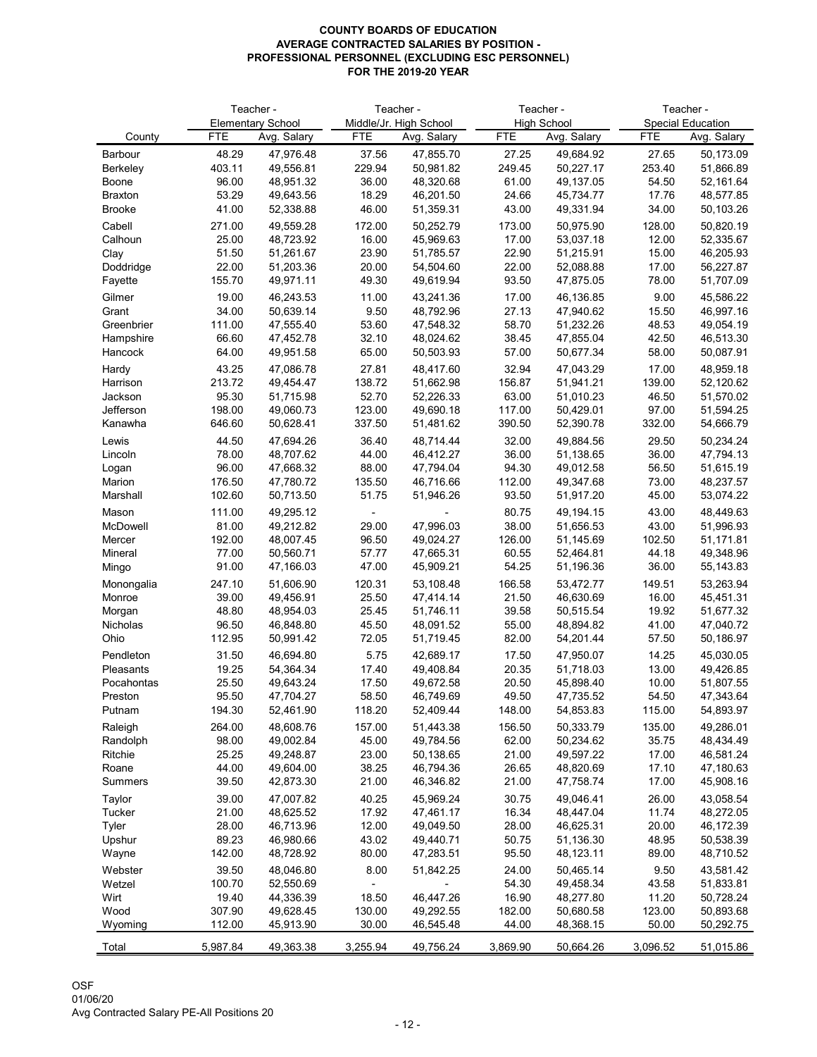**COUNTY BOARDS OF EDUCATION**
**AVERAGE CONTRACTED SALARIES BY POSITION -**
**PROFESSIONAL PERSONNEL (EXCLUDING ESC PERSONNEL)**
**FOR THE 2019-20 YEAR**

| | Teacher - Elementary School | | Teacher - Middle/Jr. High School | | Teacher - High School | | Teacher - Special Education | |
|---|---|---|---|---|---|---|---|---|
| County | FTE | Avg. Salary | FTE | Avg. Salary | FTE | Avg. Salary | FTE | Avg. Salary |
| Barbour | 48.29 | 47,976.48 | 37.56 | 47,855.70 | 27.25 | 49,684.92 | 27.65 | 50,173.09 |
| Berkeley | 403.11 | 49,556.81 | 229.94 | 50,981.82 | 249.45 | 50,227.17 | 253.40 | 51,866.89 |
| Boone | 96.00 | 48,951.32 | 36.00 | 48,320.68 | 61.00 | 49,137.05 | 54.50 | 52,161.64 |
| Braxton | 53.29 | 49,643.56 | 18.29 | 46,201.50 | 24.66 | 45,734.77 | 17.76 | 48,577.85 |
| Brooke | 41.00 | 52,338.88 | 46.00 | 51,359.31 | 43.00 | 49,331.94 | 34.00 | 50,103.26 |
| Cabell | 271.00 | 49,559.28 | 172.00 | 50,252.79 | 173.00 | 50,975.90 | 128.00 | 50,820.19 |
| Calhoun | 25.00 | 48,723.92 | 16.00 | 45,969.63 | 17.00 | 53,037.18 | 12.00 | 52,335.67 |
| Clay | 51.50 | 51,261.67 | 23.90 | 51,785.57 | 22.90 | 51,215.91 | 15.00 | 46,205.93 |
| Doddridge | 22.00 | 51,203.36 | 20.00 | 54,504.60 | 22.00 | 52,088.88 | 17.00 | 56,227.87 |
| Fayette | 155.70 | 49,971.11 | 49.30 | 49,619.94 | 93.50 | 47,875.05 | 78.00 | 51,707.09 |
| Gilmer | 19.00 | 46,243.53 | 11.00 | 43,241.36 | 17.00 | 46,136.85 | 9.00 | 45,586.22 |
| Grant | 34.00 | 50,639.14 | 9.50 | 48,792.96 | 27.13 | 47,940.62 | 15.50 | 46,997.16 |
| Greenbrier | 111.00 | 47,555.40 | 53.60 | 47,548.32 | 58.70 | 51,232.26 | 48.53 | 49,054.19 |
| Hampshire | 66.60 | 47,452.78 | 32.10 | 48,024.62 | 38.45 | 47,855.04 | 42.50 | 46,513.30 |
| Hancock | 64.00 | 49,951.58 | 65.00 | 50,503.93 | 57.00 | 50,677.34 | 58.00 | 50,087.91 |
| Hardy | 43.25 | 47,086.78 | 27.81 | 48,417.60 | 32.94 | 47,043.29 | 17.00 | 48,959.18 |
| Harrison | 213.72 | 49,454.47 | 138.72 | 51,662.98 | 156.87 | 51,941.21 | 139.00 | 52,120.62 |
| Jackson | 95.30 | 51,715.98 | 52.70 | 52,226.33 | 63.00 | 51,010.23 | 46.50 | 51,570.02 |
| Jefferson | 198.00 | 49,060.73 | 123.00 | 49,690.18 | 117.00 | 50,429.01 | 97.00 | 51,594.25 |
| Kanawha | 646.60 | 50,628.41 | 337.50 | 51,481.62 | 390.50 | 52,390.78 | 332.00 | 54,666.79 |
| Lewis | 44.50 | 47,694.26 | 36.40 | 48,714.44 | 32.00 | 49,884.56 | 29.50 | 50,234.24 |
| Lincoln | 78.00 | 48,707.62 | 44.00 | 46,412.27 | 36.00 | 51,138.65 | 36.00 | 47,794.13 |
| Logan | 96.00 | 47,668.32 | 88.00 | 47,794.04 | 94.30 | 49,012.58 | 56.50 | 51,615.19 |
| Marion | 176.50 | 47,780.72 | 135.50 | 46,716.66 | 112.00 | 49,347.68 | 73.00 | 48,237.57 |
| Marshall | 102.60 | 50,713.50 | 51.75 | 51,946.26 | 93.50 | 51,917.20 | 45.00 | 53,074.22 |
| Mason | 111.00 | 49,295.12 | - | - | 80.75 | 49,194.15 | 43.00 | 48,449.63 |
| McDowell | 81.00 | 49,212.82 | 29.00 | 47,996.03 | 38.00 | 51,656.53 | 43.00 | 51,996.93 |
| Mercer | 192.00 | 48,007.45 | 96.50 | 49,024.27 | 126.00 | 51,145.69 | 102.50 | 51,171.81 |
| Mineral | 77.00 | 50,560.71 | 57.77 | 47,665.31 | 60.55 | 52,464.81 | 44.18 | 49,348.96 |
| Mingo | 91.00 | 47,166.03 | 47.00 | 45,909.21 | 54.25 | 51,196.36 | 36.00 | 55,143.83 |
| Monongalia | 247.10 | 51,606.90 | 120.31 | 53,108.48 | 166.58 | 53,472.77 | 149.51 | 53,263.94 |
| Monroe | 39.00 | 49,456.91 | 25.50 | 47,414.14 | 21.50 | 46,630.69 | 16.00 | 45,451.31 |
| Morgan | 48.80 | 48,954.03 | 25.45 | 51,746.11 | 39.58 | 50,515.54 | 19.92 | 51,677.32 |
| Nicholas | 96.50 | 46,848.80 | 45.50 | 48,091.52 | 55.00 | 48,894.82 | 41.00 | 47,040.72 |
| Ohio | 112.95 | 50,991.42 | 72.05 | 51,719.45 | 82.00 | 54,201.44 | 57.50 | 50,186.97 |
| Pendleton | 31.50 | 46,694.80 | 5.75 | 42,689.17 | 17.50 | 47,950.07 | 14.25 | 45,030.05 |
| Pleasants | 19.25 | 54,364.34 | 17.40 | 49,408.84 | 20.35 | 51,718.03 | 13.00 | 49,426.85 |
| Pocahontas | 25.50 | 49,643.24 | 17.50 | 49,672.58 | 20.50 | 45,898.40 | 10.00 | 51,807.55 |
| Preston | 95.50 | 47,704.27 | 58.50 | 46,749.69 | 49.50 | 47,735.52 | 54.50 | 47,343.64 |
| Putnam | 194.30 | 52,461.90 | 118.20 | 52,409.44 | 148.00 | 54,853.83 | 115.00 | 54,893.97 |
| Raleigh | 264.00 | 48,608.76 | 157.00 | 51,443.38 | 156.50 | 50,333.79 | 135.00 | 49,286.01 |
| Randolph | 98.00 | 49,002.84 | 45.00 | 49,784.56 | 62.00 | 50,234.62 | 35.75 | 48,434.49 |
| Ritchie | 25.25 | 49,248.87 | 23.00 | 50,138.65 | 21.00 | 49,597.22 | 17.00 | 46,581.24 |
| Roane | 44.00 | 49,604.00 | 38.25 | 46,794.36 | 26.65 | 48,820.69 | 17.10 | 47,180.63 |
| Summers | 39.50 | 42,873.30 | 21.00 | 46,346.82 | 21.00 | 47,758.74 | 17.00 | 45,908.16 |
| Taylor | 39.00 | 47,007.82 | 40.25 | 45,969.24 | 30.75 | 49,046.41 | 26.00 | 43,058.54 |
| Tucker | 21.00 | 48,625.52 | 17.92 | 47,461.17 | 16.34 | 48,447.04 | 11.74 | 48,272.05 |
| Tyler | 28.00 | 46,713.96 | 12.00 | 49,049.50 | 28.00 | 46,625.31 | 20.00 | 46,172.39 |
| Upshur | 89.23 | 46,980.66 | 43.02 | 49,440.71 | 50.75 | 51,136.30 | 48.95 | 50,538.39 |
| Wayne | 142.00 | 48,728.92 | 80.00 | 47,283.51 | 95.50 | 48,123.11 | 89.00 | 48,710.52 |
| Webster | 39.50 | 48,046.80 | 8.00 | 51,842.25 | 24.00 | 50,465.14 | 9.50 | 43,581.42 |
| Wetzel | 100.70 | 52,550.69 | - | - | 54.30 | 49,458.34 | 43.58 | 51,833.81 |
| Wirt | 19.40 | 44,336.39 | 18.50 | 46,447.26 | 16.90 | 48,277.80 | 11.20 | 50,728.24 |
| Wood | 307.90 | 49,628.45 | 130.00 | 49,292.55 | 182.00 | 50,680.58 | 123.00 | 50,893.68 |
| Wyoming | 112.00 | 45,913.90 | 30.00 | 46,545.48 | 44.00 | 48,368.15 | 50.00 | 50,292.75 |
| Total | 5,987.84 | 49,363.38 | 3,255.94 | 49,756.24 | 3,869.90 | 50,664.26 | 3,096.52 | 51,015.86 |

OSF
01/06/20
Avg Contracted Salary PE-All Positions 20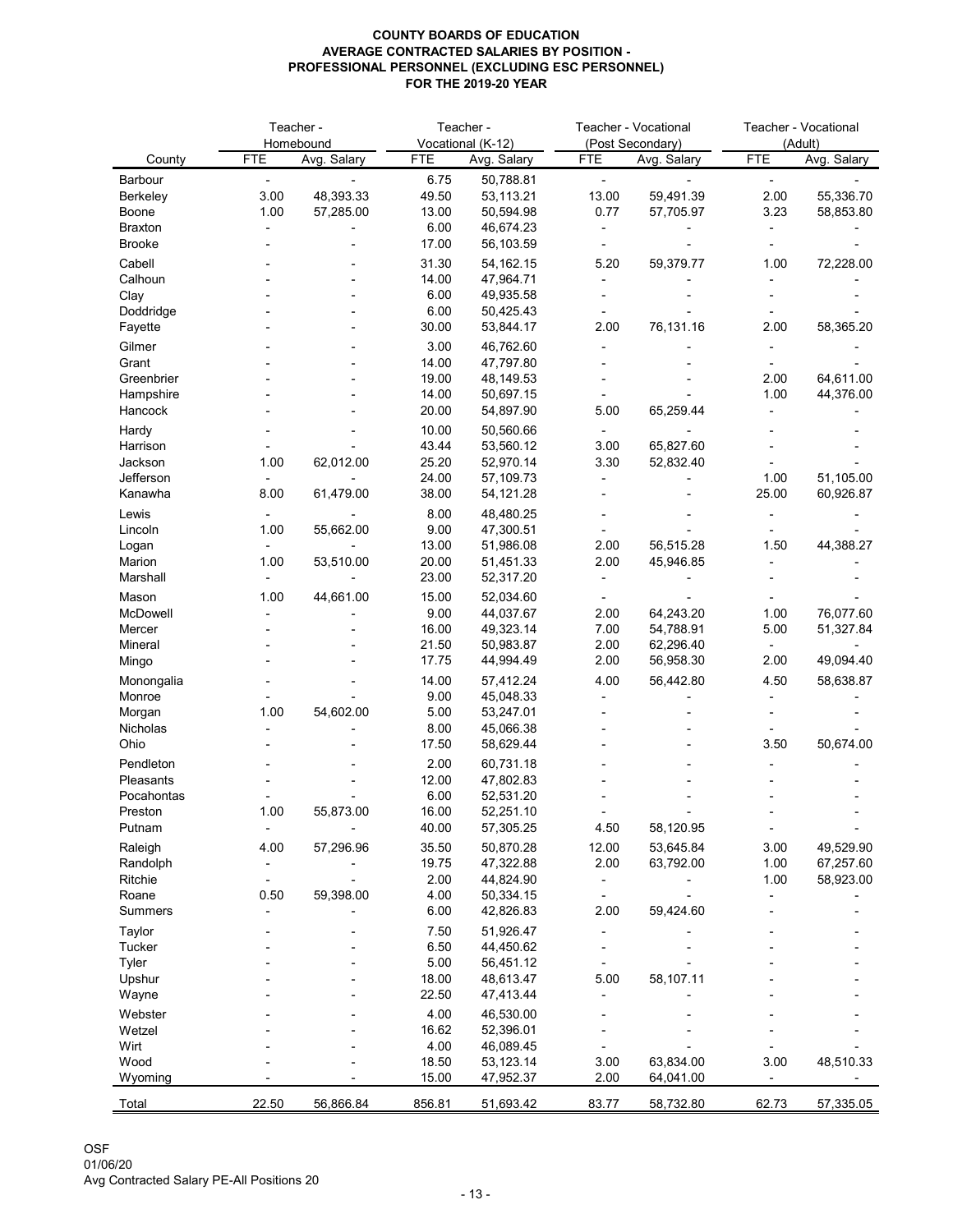**COUNTY BOARDS OF EDUCATION**
**AVERAGE CONTRACTED SALARIES BY POSITION -**
**PROFESSIONAL PERSONNEL (EXCLUDING ESC PERSONNEL)**
**FOR THE 2019-20 YEAR**

| County | Teacher - Homebound | | Teacher - Vocational (K-12) | | Teacher - Vocational (Post Secondary) | | Teacher - Vocational (Adult) | |
|---|---|---|---|---|---|---|---|---|
| | FTE | Avg. Salary | FTE | Avg. Salary | FTE | Avg. Salary | FTE | Avg. Salary |
| Barbour | - | - | 6.75 | 50,788.81 | - | - | - | - |
| Berkeley | 3.00 | 48,393.33 | 49.50 | 53,113.21 | 13.00 | 59,491.39 | 2.00 | 55,336.70 |
| Boone | 1.00 | 57,285.00 | 13.00 | 50,594.98 | 0.77 | 57,705.97 | 3.23 | 58,853.80 |
| Braxton | - | - | 6.00 | 46,674.23 | - | - | - | - |
| Brooke | - | - | 17.00 | 56,103.59 | - | - | - | - |
| Cabell | - | - | 31.30 | 54,162.15 | 5.20 | 59,379.77 | 1.00 | 72,228.00 |
| Calhoun | - | - | 14.00 | 47,964.71 | - | - | - | - |
| Clay | - | - | 6.00 | 49,935.58 | - | - | - | - |
| Doddridge | - | - | 6.00 | 50,425.43 | - | - | - | - |
| Fayette | - | - | 30.00 | 53,844.17 | 2.00 | 76,131.16 | 2.00 | 58,365.20 |
| Gilmer | - | - | 3.00 | 46,762.60 | - | - | - | - |
| Grant | - | - | 14.00 | 47,797.80 | - | - | - | - |
| Greenbrier | - | - | 19.00 | 48,149.53 | - | - | 2.00 | 64,611.00 |
| Hampshire | - | - | 14.00 | 50,697.15 | - | - | 1.00 | 44,376.00 |
| Hancock | - | - | 20.00 | 54,897.90 | 5.00 | 65,259.44 | - | - |
| Hardy | - | - | 10.00 | 50,560.66 | - | - | - | - |
| Harrison | - | - | 43.44 | 53,560.12 | 3.00 | 65,827.60 | - | - |
| Jackson | 1.00 | 62,012.00 | 25.20 | 52,970.14 | 3.30 | 52,832.40 | - | - |
| Jefferson | - | - | 24.00 | 57,109.73 | - | - | 1.00 | 51,105.00 |
| Kanawha | 8.00 | 61,479.00 | 38.00 | 54,121.28 | - | - | 25.00 | 60,926.87 |
| Lewis | - | - | 8.00 | 48,480.25 | - | - | - | - |
| Lincoln | 1.00 | 55,662.00 | 9.00 | 47,300.51 | - | - | - | - |
| Logan | - | - | 13.00 | 51,986.08 | 2.00 | 56,515.28 | 1.50 | 44,388.27 |
| Marion | 1.00 | 53,510.00 | 20.00 | 51,451.33 | 2.00 | 45,946.85 | - | - |
| Marshall | - | - | 23.00 | 52,317.20 | - | - | - | - |
| Mason | 1.00 | 44,661.00 | 15.00 | 52,034.60 | - | - | - | - |
| McDowell | - | - | 9.00 | 44,037.67 | 2.00 | 64,243.20 | 1.00 | 76,077.60 |
| Mercer | - | - | 16.00 | 49,323.14 | 7.00 | 54,788.91 | 5.00 | 51,327.84 |
| Mineral | - | - | 21.50 | 50,983.87 | 2.00 | 62,296.40 | - | - |
| Mingo | - | - | 17.75 | 44,994.49 | 2.00 | 56,958.30 | 2.00 | 49,094.40 |
| Monongalia | - | - | 14.00 | 57,412.24 | 4.00 | 56,442.80 | 4.50 | 58,638.87 |
| Monroe | - | - | 9.00 | 45,048.33 | - | - | - | - |
| Morgan | 1.00 | 54,602.00 | 5.00 | 53,247.01 | - | - | - | - |
| Nicholas | - | - | 8.00 | 45,066.38 | - | - | - | - |
| Ohio | - | - | 17.50 | 58,629.44 | - | - | 3.50 | 50,674.00 |
| Pendleton | - | - | 2.00 | 60,731.18 | - | - | - | - |
| Pleasants | - | - | 12.00 | 47,802.83 | - | - | - | - |
| Pocahontas | - | - | 6.00 | 52,531.20 | - | - | - | - |
| Preston | 1.00 | 55,873.00 | 16.00 | 52,251.10 | - | - | - | - |
| Putnam | - | - | 40.00 | 57,305.25 | 4.50 | 58,120.95 | - | - |
| Raleigh | 4.00 | 57,296.96 | 35.50 | 50,870.28 | 12.00 | 53,645.84 | 3.00 | 49,529.90 |
| Randolph | - | - | 19.75 | 47,322.88 | 2.00 | 63,792.00 | 1.00 | 67,257.60 |
| Ritchie | - | - | 2.00 | 44,824.90 | - | - | 1.00 | 58,923.00 |
| Roane | 0.50 | 59,398.00 | 4.00 | 50,334.15 | - | - | - | - |
| Summers | - | - | 6.00 | 42,826.83 | 2.00 | 59,424.60 | - | - |
| Taylor | - | - | 7.50 | 51,926.47 | - | - | - | - |
| Tucker | - | - | 6.50 | 44,450.62 | - | - | - | - |
| Tyler | - | - | 5.00 | 56,451.12 | - | - | - | - |
| Upshur | - | - | 18.00 | 48,613.47 | 5.00 | 58,107.11 | - | - |
| Wayne | - | - | 22.50 | 47,413.44 | - | - | - | - |
| Webster | - | - | 4.00 | 46,530.00 | - | - | - | - |
| Wetzel | - | - | 16.62 | 52,396.01 | - | - | - | - |
| Wirt | - | - | 4.00 | 46,089.45 | - | - | - | - |
| Wood | - | - | 18.50 | 53,123.14 | 3.00 | 63,834.00 | 3.00 | 48,510.33 |
| Wyoming | - | - | 15.00 | 47,952.37 | 2.00 | 64,041.00 | - | - |
| Total | 22.50 | 56,866.84 | 856.81 | 51,693.42 | 83.77 | 58,732.80 | 62.73 | 57,335.05 |

OSF
01/06/20
Avg Contracted Salary PE-All Positions 20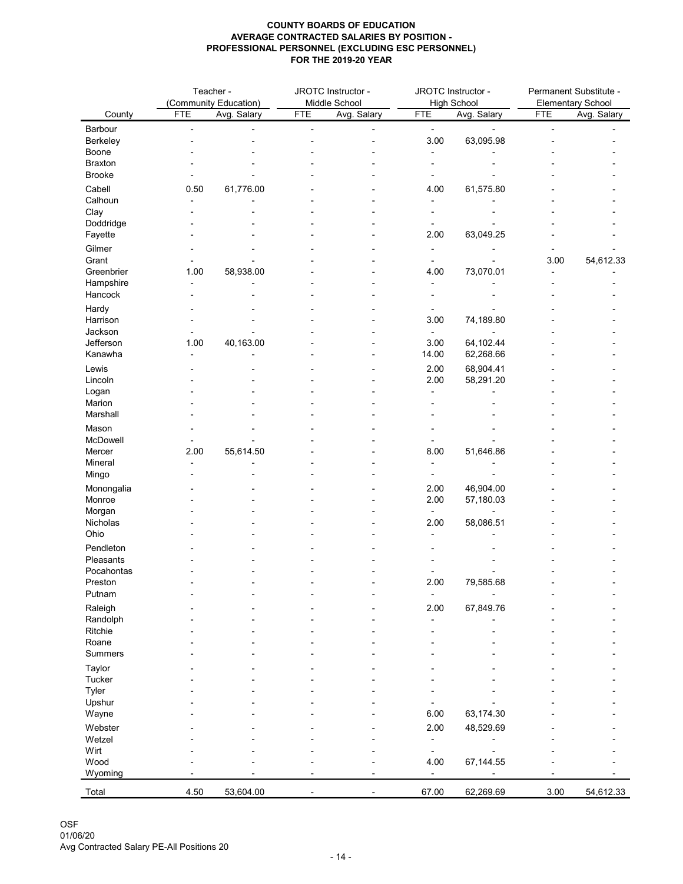**COUNTY BOARDS OF EDUCATION**
**AVERAGE CONTRACTED SALARIES BY POSITION -**
**PROFESSIONAL PERSONNEL (EXCLUDING ESC PERSONNEL)**
**FOR THE 2019-20 YEAR**

| | Teacher - (Community Education) | | JROTC Instructor - Middle School | | JROTC Instructor - High School | | Permanent Substitute - Elementary School | |
|---|---|---|---|---|---|---|---|---|
| County | FTE | Avg. Salary | FTE | Avg. Salary | FTE | Avg. Salary | FTE | Avg. Salary |
| Barbour | - | - | - | - | - | - | - | - |
| Berkeley | - | - | - | - | 3.00 | 63,095.98 | - | - |
| Boone | - | - | - | - | - | - | - | - |
| Braxton | - | - | - | - | - | - | - | - |
| Brooke | - | - | - | - | - | - | - | - |
| Cabell | 0.50 | 61,776.00 | - | - | 4.00 | 61,575.80 | - | - |
| Calhoun | - | - | - | - | - | - | - | - |
| Clay | - | - | - | - | - | - | - | - |
| Doddridge | - | - | - | - | - | - | - | - |
| Fayette | - | - | - | - | 2.00 | 63,049.25 | - | - |
| Gilmer | - | - | - | - | - | - | - | - |
| Grant | - | - | - | - | - | - | 3.00 | 54,612.33 |
| Greenbrier | 1.00 | 58,938.00 | - | - | 4.00 | 73,070.01 | - | - |
| Hampshire | - | - | - | - | - | - | - | - |
| Hancock | - | - | - | - | - | - | - | - |
| Hardy | - | - | - | - | - | - | - | - |
| Harrison | - | - | - | - | 3.00 | 74,189.80 | - | - |
| Jackson | - | - | - | - | - | - | - | - |
| Jefferson | 1.00 | 40,163.00 | - | - | 3.00 | 64,102.44 | - | - |
| Kanawha | - | - | - | - | 14.00 | 62,268.66 | - | - |
| Lewis | - | - | - | - | 2.00 | 68,904.41 | - | - |
| Lincoln | - | - | - | - | 2.00 | 58,291.20 | - | - |
| Logan | - | - | - | - | - | - | - | - |
| Marion | - | - | - | - | - | - | - | - |
| Marshall | - | - | - | - | - | - | - | - |
| Mason | - | - | - | - | - | - | - | - |
| McDowell | - | - | - | - | - | - | - | - |
| Mercer | 2.00 | 55,614.50 | - | - | 8.00 | 51,646.86 | - | - |
| Mineral | - | - | - | - | - | - | - | - |
| Mingo | - | - | - | - | - | - | - | - |
| Monongalia | - | - | - | - | 2.00 | 46,904.00 | - | - |
| Monroe | - | - | - | - | 2.00 | 57,180.03 | - | - |
| Morgan | - | - | - | - | - | - | - | - |
| Nicholas | - | - | - | - | 2.00 | 58,086.51 | - | - |
| Ohio | - | - | - | - | - | - | - | - |
| Pendleton | - | - | - | - | - | - | - | - |
| Pleasants | - | - | - | - | - | - | - | - |
| Pocahontas | - | - | - | - | - | - | - | - |
| Preston | - | - | - | - | 2.00 | 79,585.68 | - | - |
| Putnam | - | - | - | - | - | - | - | - |
| Raleigh | - | - | - | - | 2.00 | 67,849.76 | - | - |
| Randolph | - | - | - | - | - | - | - | - |
| Ritchie | - | - | - | - | - | - | - | - |
| Roane | - | - | - | - | - | - | - | - |
| Summers | - | - | - | - | - | - | - | - |
| Taylor | - | - | - | - | - | - | - | - |
| Tucker | - | - | - | - | - | - | - | - |
| Tyler | - | - | - | - | - | - | - | - |
| Upshur | - | - | - | - | - | - | - | - |
| Wayne | - | - | - | - | 6.00 | 63,174.30 | - | - |
| Webster | - | - | - | - | 2.00 | 48,529.69 | - | - |
| Wetzel | - | - | - | - | - | - | - | - |
| Wirt | - | - | - | - | - | - | - | - |
| Wood | - | - | - | - | 4.00 | 67,144.55 | - | - |
| Wyoming | - | - | - | - | - | - | - | - |
| Total | 4.50 | 53,604.00 | - | - | 67.00 | 62,269.69 | 3.00 | 54,612.33 |

OSF
01/06/20
Avg Contracted Salary PE-All Positions 20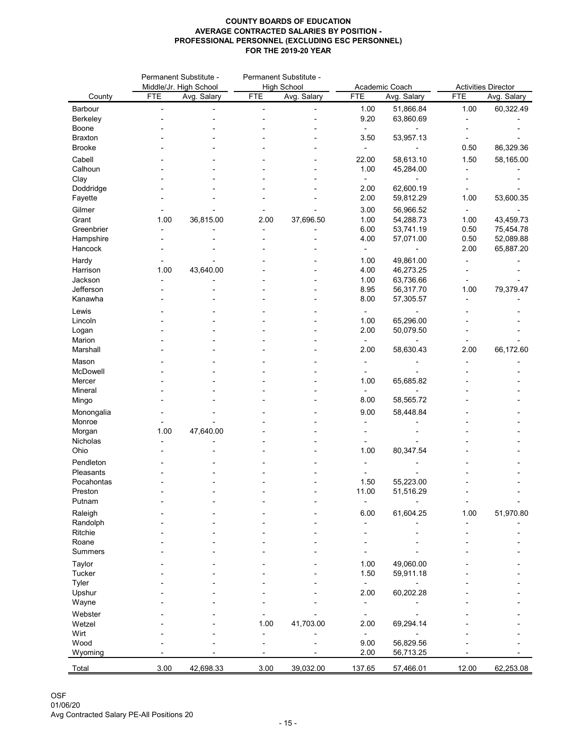**COUNTY BOARDS OF EDUCATION**
**AVERAGE CONTRACTED SALARIES BY POSITION -**
**PROFESSIONAL PERSONNEL (EXCLUDING ESC PERSONNEL)**
**FOR THE 2019-20 YEAR**

| | Permanent Substitute - Middle/Jr. High School | | Permanent Substitute - High School | | Academic Coach | | Activities Director | |
|---|---|---|---|---|---|---|---|---|
| County | FTE | Avg. Salary | FTE | Avg. Salary | FTE | Avg. Salary | FTE | Avg. Salary |
| Barbour | - | - | - | - | 1.00 | 51,866.84 | 1.00 | 60,322.49 |
| Berkeley | - | - | - | - | 9.20 | 63,860.69 | - | - |
| Boone | - | - | - | - | - | - | - | - |
| Braxton | - | - | - | - | 3.50 | 53,957.13 | - | - |
| Brooke | - | - | - | - | - | - | 0.50 | 86,329.36 |
| Cabell | - | - | - | - | 22.00 | 58,613.10 | 1.50 | 58,165.00 |
| Calhoun | - | - | - | - | 1.00 | 45,284.00 | - | - |
| Clay | - | - | - | - | - | - | - | - |
| Doddridge | - | - | - | - | 2.00 | 62,600.19 | - | - |
| Fayette | - | - | - | - | 2.00 | 59,812.29 | 1.00 | 53,600.35 |
| Gilmer | - | - | - | - | 3.00 | 56,966.52 | - | - |
| Grant | 1.00 | 36,815.00 | 2.00 | 37,696.50 | 1.00 | 54,288.73 | 1.00 | 43,459.73 |
| Greenbrier | - | - | - | - | 6.00 | 53,741.19 | 0.50 | 75,454.78 |
| Hampshire | - | - | - | - | 4.00 | 57,071.00 | 0.50 | 52,089.88 |
| Hancock | - | - | - | - | - | - | 2.00 | 65,887.20 |
| Hardy | - | - | - | - | 1.00 | 49,861.00 | - | - |
| Harrison | 1.00 | 43,640.00 | - | - | 4.00 | 46,273.25 | - | - |
| Jackson | - | - | - | - | 1.00 | 63,736.66 | - | - |
| Jefferson | - | - | - | - | 8.95 | 56,317.70 | 1.00 | 79,379.47 |
| Kanawha | - | - | - | - | 8.00 | 57,305.57 | - | - |
| Lewis | - | - | - | - | - | - | - | - |
| Lincoln | - | - | - | - | 1.00 | 65,296.00 | - | - |
| Logan | - | - | - | - | 2.00 | 50,079.50 | - | - |
| Marion | - | - | - | - | - | - | - | - |
| Marshall | - | - | - | - | 2.00 | 58,630.43 | 2.00 | 66,172.60 |
| Mason | - | - | - | - | - | - | - | - |
| McDowell | - | - | - | - | - | - | - | - |
| Mercer | - | - | - | - | 1.00 | 65,685.82 | - | - |
| Mineral | - | - | - | - | - | - | - | - |
| Mingo | - | - | - | - | 8.00 | 58,565.72 | - | - |
| Monongalia | - | - | - | - | 9.00 | 58,448.84 | - | - |
| Monroe | - | - | - | - | - | - | - | - |
| Morgan | 1.00 | 47,640.00 | - | - | - | - | - | - |
| Nicholas | - | - | - | - | - | - | - | - |
| Ohio | - | - | - | - | 1.00 | 80,347.54 | - | - |
| Pendleton | - | - | - | - | - | - | - | - |
| Pleasants | - | - | - | - | - | - | - | - |
| Pocahontas | - | - | - | - | 1.50 | 55,223.00 | - | - |
| Preston | - | - | - | - | 11.00 | 51,516.29 | - | - |
| Putnam | - | - | - | - | - | - | - | - |
| Raleigh | - | - | - | - | 6.00 | 61,604.25 | 1.00 | 51,970.80 |
| Randolph | - | - | - | - | - | - | - | - |
| Ritchie | - | - | - | - | - | - | - | - |
| Roane | - | - | - | - | - | - | - | - |
| Summers | - | - | - | - | - | - | - | - |
| Taylor | - | - | - | - | 1.00 | 49,060.00 | - | - |
| Tucker | - | - | - | - | 1.50 | 59,911.18 | - | - |
| Tyler | - | - | - | - | - | - | - | - |
| Upshur | - | - | - | - | 2.00 | 60,202.28 | - | - |
| Wayne | - | - | - | - | - | - | - | - |
| Webster | - | - | - | - | - | - | - | - |
| Wetzel | - | - | 1.00 | 41,703.00 | 2.00 | 69,294.14 | - | - |
| Wirt | - | - | - | - | - | - | - | - |
| Wood | - | - | - | - | 9.00 | 56,829.56 | - | - |
| Wyoming | - | - | - | - | 2.00 | 56,713.25 | - | - |
| Total | 3.00 | 42,698.33 | 3.00 | 39,032.00 | 137.65 | 57,466.01 | 12.00 | 62,253.08 |

OSF
01/06/20
Avg Contracted Salary PE-All Positions 20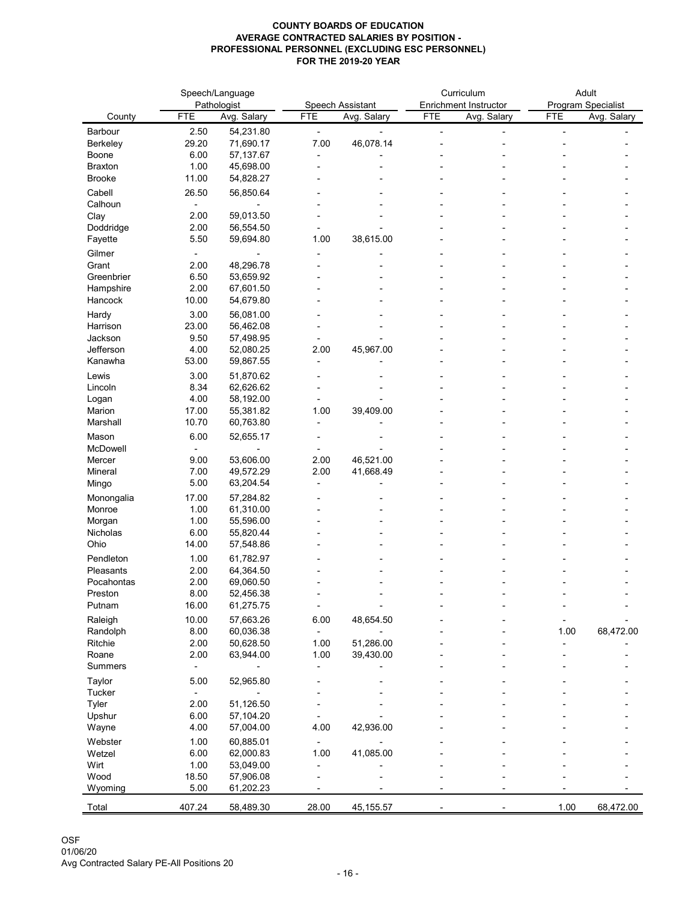**COUNTY BOARDS OF EDUCATION**
**AVERAGE CONTRACTED SALARIES BY POSITION -**
**PROFESSIONAL PERSONNEL (EXCLUDING ESC PERSONNEL)**
**FOR THE 2019-20 YEAR**

| County | Speech/Language Pathologist | | Speech Assistant | | Curriculum Enrichment Instructor | | Adult Program Specialist | |
|---|---|---|---|---|---|---|---|---|
| | FTE | Avg. Salary | FTE | Avg. Salary | FTE | Avg. Salary | FTE | Avg. Salary |
| Barbour | 2.50 | 54,231.80 | - | - | - | - | - | - |
| Berkeley | 29.20 | 71,690.17 | 7.00 | 46,078.14 | - | - | - | - |
| Boone | 6.00 | 57,137.67 | - | - | - | - | - | - |
| Braxton | 1.00 | 45,698.00 | - | - | - | - | - | - |
| Brooke | 11.00 | 54,828.27 | - | - | - | - | - | - |
| Cabell | 26.50 | 56,850.64 | - | - | - | - | - | - |
| Calhoun | - | - | - | - | - | - | - | - |
| Clay | 2.00 | 59,013.50 | - | - | - | - | - | - |
| Doddridge | 2.00 | 56,554.50 | - | - | - | - | - | - |
| Fayette | 5.50 | 59,694.80 | 1.00 | 38,615.00 | - | - | - | - |
| Gilmer | - | - | - | - | - | - | - | - |
| Grant | 2.00 | 48,296.78 | - | - | - | - | - | - |
| Greenbrier | 6.50 | 53,659.92 | - | - | - | - | - | - |
| Hampshire | 2.00 | 67,601.50 | - | - | - | - | - | - |
| Hancock | 10.00 | 54,679.80 | - | - | - | - | - | - |
| Hardy | 3.00 | 56,081.00 | - | - | - | - | - | - |
| Harrison | 23.00 | 56,462.08 | - | - | - | - | - | - |
| Jackson | 9.50 | 57,498.95 | - | - | - | - | - | - |
| Jefferson | 4.00 | 52,080.25 | 2.00 | 45,967.00 | - | - | - | - |
| Kanawha | 53.00 | 59,867.55 | - | - | - | - | - | - |
| Lewis | 3.00 | 51,870.62 | - | - | - | - | - | - |
| Lincoln | 8.34 | 62,626.62 | - | - | - | - | - | - |
| Logan | 4.00 | 58,192.00 | - | - | - | - | - | - |
| Marion | 17.00 | 55,381.82 | 1.00 | 39,409.00 | - | - | - | - |
| Marshall | 10.70 | 60,763.80 | - | - | - | - | - | - |
| Mason | 6.00 | 52,655.17 | - | - | - | - | - | - |
| McDowell | - | - | - | - | - | - | - | - |
| Mercer | 9.00 | 53,606.00 | 2.00 | 46,521.00 | - | - | - | - |
| Mineral | 7.00 | 49,572.29 | 2.00 | 41,668.49 | - | - | - | - |
| Mingo | 5.00 | 63,204.54 | - | - | - | - | - | - |
| Monongalia | 17.00 | 57,284.82 | - | - | - | - | - | - |
| Monroe | 1.00 | 61,310.00 | - | - | - | - | - | - |
| Morgan | 1.00 | 55,596.00 | - | - | - | - | - | - |
| Nicholas | 6.00 | 55,820.44 | - | - | - | - | - | - |
| Ohio | 14.00 | 57,548.86 | - | - | - | - | - | - |
| Pendleton | 1.00 | 61,782.97 | - | - | - | - | - | - |
| Pleasants | 2.00 | 64,364.50 | - | - | - | - | - | - |
| Pocahontas | 2.00 | 69,060.50 | - | - | - | - | - | - |
| Preston | 8.00 | 52,456.38 | - | - | - | - | - | - |
| Putnam | 16.00 | 61,275.75 | - | - | - | - | - | - |
| Raleigh | 10.00 | 57,663.26 | 6.00 | 48,654.50 | - | - | - | - |
| Randolph | 8.00 | 60,036.38 | - | - | - | - | 1.00 | 68,472.00 |
| Ritchie | 2.00 | 50,628.50 | 1.00 | 51,286.00 | - | - | - | - |
| Roane | 2.00 | 63,944.00 | 1.00 | 39,430.00 | - | - | - | - |
| Summers | - | - | - | - | - | - | - | - |
| Taylor | 5.00 | 52,965.80 | - | - | - | - | - | - |
| Tucker | - | - | - | - | - | - | - | - |
| Tyler | 2.00 | 51,126.50 | - | - | - | - | - | - |
| Upshur | 6.00 | 57,104.20 | - | - | - | - | - | - |
| Wayne | 4.00 | 57,004.00 | 4.00 | 42,936.00 | - | - | - | - |
| Webster | 1.00 | 60,885.01 | - | - | - | - | - | - |
| Wetzel | 6.00 | 62,000.83 | 1.00 | 41,085.00 | - | - | - | - |
| Wirt | 1.00 | 53,049.00 | - | - | - | - | - | - |
| Wood | 18.50 | 57,906.08 | - | - | - | - | - | - |
| Wyoming | 5.00 | 61,202.23 | - | - | - | - | - | - |
| Total | 407.24 | 58,489.30 | 28.00 | 45,155.57 | - | - | 1.00 | 68,472.00 |

OSF
01/06/20
Avg Contracted Salary PE-All Positions 20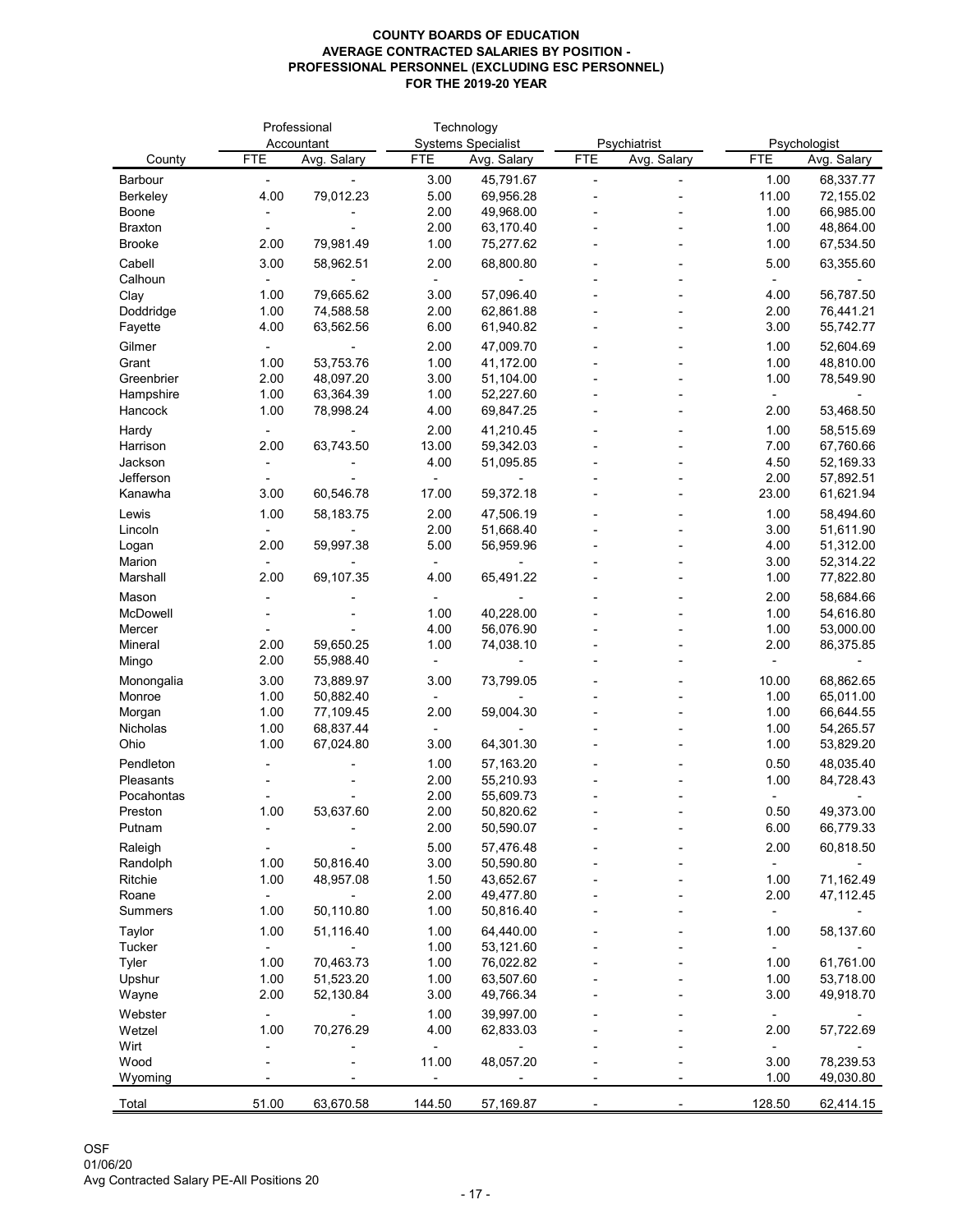**COUNTY BOARDS OF EDUCATION**
**AVERAGE CONTRACTED SALARIES BY POSITION -**
**PROFESSIONAL PERSONNEL (EXCLUDING ESC PERSONNEL)**
**FOR THE 2019-20 YEAR**

| County | Professional Accountant | | Technology Systems Specialist | | Psychiatrist | | Psychologist | |
|---|---|---|---|---|---|---|---|---|
| | FTE | Avg. Salary | FTE | Avg. Salary | FTE | Avg. Salary | FTE | Avg. Salary |
| Barbour | - | - | 3.00 | 45,791.67 | - | - | 1.00 | 68,337.77 |
| Berkeley | 4.00 | 79,012.23 | 5.00 | 69,956.28 | - | - | 11.00 | 72,155.02 |
| Boone | - | - | 2.00 | 49,968.00 | - | - | 1.00 | 66,985.00 |
| Braxton | - | - | 2.00 | 63,170.40 | - | - | 1.00 | 48,864.00 |
| Brooke | 2.00 | 79,981.49 | 1.00 | 75,277.62 | - | - | 1.00 | 67,534.50 |
| Cabell | 3.00 | 58,962.51 | 2.00 | 68,800.80 | - | - | 5.00 | 63,355.60 |
| Calhoun | - | - | - | - | - | - | - | - |
| Clay | 1.00 | 79,665.62 | 3.00 | 57,096.40 | - | - | 4.00 | 56,787.50 |
| Doddridge | 1.00 | 74,588.58 | 2.00 | 62,861.88 | - | - | 2.00 | 76,441.21 |
| Fayette | 4.00 | 63,562.56 | 6.00 | 61,940.82 | - | - | 3.00 | 55,742.77 |
| Gilmer | - | - | 2.00 | 47,009.70 | - | - | 1.00 | 52,604.69 |
| Grant | 1.00 | 53,753.76 | 1.00 | 41,172.00 | - | - | 1.00 | 48,810.00 |
| Greenbrier | 2.00 | 48,097.20 | 3.00 | 51,104.00 | - | - | 1.00 | 78,549.90 |
| Hampshire | 1.00 | 63,364.39 | 1.00 | 52,227.60 | - | - | - | - |
| Hancock | 1.00 | 78,998.24 | 4.00 | 69,847.25 | - | - | 2.00 | 53,468.50 |
| Hardy | - | - | 2.00 | 41,210.45 | - | - | 1.00 | 58,515.69 |
| Harrison | 2.00 | 63,743.50 | 13.00 | 59,342.03 | - | - | 7.00 | 67,760.66 |
| Jackson | - | - | 4.00 | 51,095.85 | - | - | 4.50 | 52,169.33 |
| Jefferson | - | - | - | - | - | - | 2.00 | 57,892.51 |
| Kanawha | 3.00 | 60,546.78 | 17.00 | 59,372.18 | - | - | 23.00 | 61,621.94 |
| Lewis | 1.00 | 58,183.75 | 2.00 | 47,506.19 | - | - | 1.00 | 58,494.60 |
| Lincoln | - | - | 2.00 | 51,668.40 | - | - | 3.00 | 51,611.90 |
| Logan | 2.00 | 59,997.38 | 5.00 | 56,959.96 | - | - | 4.00 | 51,312.00 |
| Marion | - | - | - | - | - | - | 3.00 | 52,314.22 |
| Marshall | 2.00 | 69,107.35 | 4.00 | 65,491.22 | - | - | 1.00 | 77,822.80 |
| Mason | - | - | - | - | - | - | 2.00 | 58,684.66 |
| McDowell | - | - | 1.00 | 40,228.00 | - | - | 1.00 | 54,616.80 |
| Mercer | - | - | 4.00 | 56,076.90 | - | - | 1.00 | 53,000.00 |
| Mineral | 2.00 | 59,650.25 | 1.00 | 74,038.10 | - | - | 2.00 | 86,375.85 |
| Mingo | 2.00 | 55,988.40 | - | - | - | - | - | - |
| Monongalia | 3.00 | 73,889.97 | 3.00 | 73,799.05 | - | - | 10.00 | 68,862.65 |
| Monroe | 1.00 | 50,882.40 | - | - | - | - | 1.00 | 65,011.00 |
| Morgan | 1.00 | 77,109.45 | 2.00 | 59,004.30 | - | - | 1.00 | 66,644.55 |
| Nicholas | 1.00 | 68,837.44 | - | - | - | - | 1.00 | 54,265.57 |
| Ohio | 1.00 | 67,024.80 | 3.00 | 64,301.30 | - | - | 1.00 | 53,829.20 |
| Pendleton | - | - | 1.00 | 57,163.20 | - | - | 0.50 | 48,035.40 |
| Pleasants | - | - | 2.00 | 55,210.93 | - | - | 1.00 | 84,728.43 |
| Pocahontas | - | - | 2.00 | 55,609.73 | - | - | - | - |
| Preston | 1.00 | 53,637.60 | 2.00 | 50,820.62 | - | - | 0.50 | 49,373.00 |
| Putnam | - | - | 2.00 | 50,590.07 | - | - | 6.00 | 66,779.33 |
| Raleigh | - | - | 5.00 | 57,476.48 | - | - | 2.00 | 60,818.50 |
| Randolph | 1.00 | 50,816.40 | 3.00 | 50,590.80 | - | - | - | - |
| Ritchie | 1.00 | 48,957.08 | 1.50 | 43,652.67 | - | - | 1.00 | 71,162.49 |
| Roane | - | - | 2.00 | 49,477.80 | - | - | 2.00 | 47,112.45 |
| Summers | 1.00 | 50,110.80 | 1.00 | 50,816.40 | - | - | - | - |
| Taylor | 1.00 | 51,116.40 | 1.00 | 64,440.00 | - | - | 1.00 | 58,137.60 |
| Tucker | - | - | 1.00 | 53,121.60 | - | - | - | - |
| Tyler | 1.00 | 70,463.73 | 1.00 | 76,022.82 | - | - | 1.00 | 61,761.00 |
| Upshur | 1.00 | 51,523.20 | 1.00 | 63,507.60 | - | - | 1.00 | 53,718.00 |
| Wayne | 2.00 | 52,130.84 | 3.00 | 49,766.34 | - | - | 3.00 | 49,918.70 |
| Webster | - | - | 1.00 | 39,997.00 | - | - | - | - |
| Wetzel | 1.00 | 70,276.29 | 4.00 | 62,833.03 | - | - | 2.00 | 57,722.69 |
| Wirt | - | - | - | - | - | - | - | - |
| Wood | - | - | 11.00 | 48,057.20 | - | - | 3.00 | 78,239.53 |
| Wyoming | - | - | - | - | - | - | 1.00 | 49,030.80 |
| Total | 51.00 | 63,670.58 | 144.50 | 57,169.87 | - | - | 128.50 | 62,414.15 |

OSF
01/06/20
Avg Contracted Salary PE-All Positions 20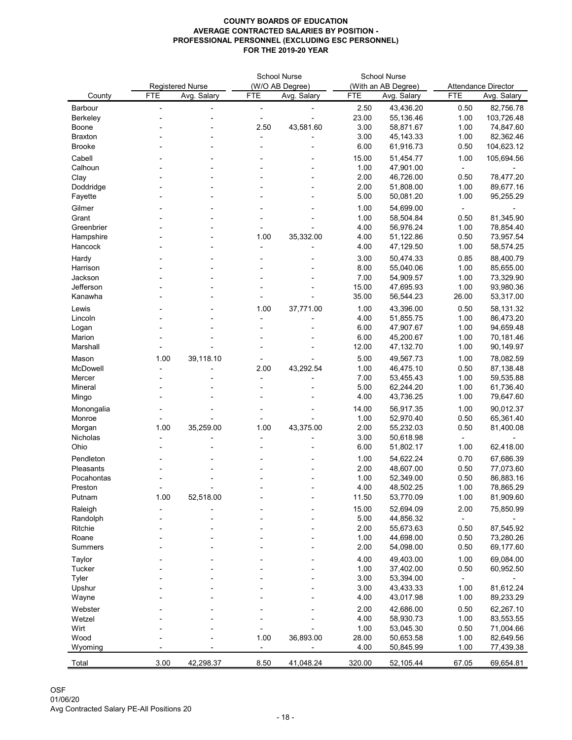**COUNTY BOARDS OF EDUCATION**
**AVERAGE CONTRACTED SALARIES BY POSITION -**
**PROFESSIONAL PERSONNEL (EXCLUDING ESC PERSONNEL)**
**FOR THE 2019-20 YEAR**

| | Registered Nurse | | School Nurse (W/O AB Degree) | | School Nurse (With an AB Degree) | | Attendance Director | |
|---|---|---|---|---|---|---|---|---|
| County | FTE | Avg. Salary | FTE | Avg. Salary | FTE | Avg. Salary | FTE | Avg. Salary |
| Barbour | - | - | - | - | 2.50 | 43,436.20 | 0.50 | 82,756.78 |
| Berkeley | - | - | - | - | 23.00 | 55,136.46 | 1.00 | 103,726.48 |
| Boone | - | - | 2.50 | 43,581.60 | 3.00 | 58,871.67 | 1.00 | 74,847.60 |
| Braxton | - | - | - | - | 3.00 | 45,143.33 | 1.00 | 82,362.46 |
| Brooke | - | - | - | - | 6.00 | 61,916.73 | 0.50 | 104,623.12 |
| Cabell | - | - | - | - | 15.00 | 51,454.77 | 1.00 | 105,694.56 |
| Calhoun | - | - | - | - | 1.00 | 47,901.00 | - | - |
| Clay | - | - | - | - | 2.00 | 46,726.00 | 0.50 | 78,477.20 |
| Doddridge | - | - | - | - | 2.00 | 51,808.00 | 1.00 | 89,677.16 |
| Fayette | - | - | - | - | 5.00 | 50,081.20 | 1.00 | 95,255.29 |
| Gilmer | - | - | - | - | 1.00 | 54,699.00 | - | - |
| Grant | - | - | - | - | 1.00 | 58,504.84 | 0.50 | 81,345.90 |
| Greenbrier | - | - | - | - | 4.00 | 56,976.24 | 1.00 | 78,854.40 |
| Hampshire | - | - | 1.00 | 35,332.00 | 4.00 | 51,122.86 | 0.50 | 73,957.54 |
| Hancock | - | - | - | - | 4.00 | 47,129.50 | 1.00 | 58,574.25 |
| Hardy | - | - | - | - | 3.00 | 50,474.33 | 0.85 | 88,400.79 |
| Harrison | - | - | - | - | 8.00 | 55,040.06 | 1.00 | 85,655.00 |
| Jackson | - | - | - | - | 7.00 | 54,909.57 | 1.00 | 73,329.90 |
| Jefferson | - | - | - | - | 15.00 | 47,695.93 | 1.00 | 93,980.36 |
| Kanawha | - | - | - | - | 35.00 | 56,544.23 | 26.00 | 53,317.00 |
| Lewis | - | - | 1.00 | 37,771.00 | 1.00 | 43,396.00 | 0.50 | 58,131.32 |
| Lincoln | - | - | - | - | 4.00 | 51,855.75 | 1.00 | 86,473.20 |
| Logan | - | - | - | - | 6.00 | 47,907.67 | 1.00 | 94,659.48 |
| Marion | - | - | - | - | 6.00 | 45,200.67 | 1.00 | 70,181.46 |
| Marshall | - | - | - | - | 12.00 | 47,132.70 | 1.00 | 90,149.97 |
| Mason | 1.00 | 39,118.10 | - | - | 5.00 | 49,567.73 | 1.00 | 78,082.59 |
| McDowell | - | - | 2.00 | 43,292.54 | 1.00 | 46,475.10 | 0.50 | 87,138.48 |
| Mercer | - | - | - | - | 7.00 | 53,455.43 | 1.00 | 59,535.88 |
| Mineral | - | - | - | - | 5.00 | 62,244.20 | 1.00 | 61,736.40 |
| Mingo | - | - | - | - | 4.00 | 43,736.25 | 1.00 | 79,647.60 |
| Monongalia | - | - | - | - | 14.00 | 56,917.35 | 1.00 | 90,012.37 |
| Monroe | - | - | - | - | 1.00 | 52,970.40 | 0.50 | 65,361.40 |
| Morgan | 1.00 | 35,259.00 | 1.00 | 43,375.00 | 2.00 | 55,232.03 | 0.50 | 81,400.08 |
| Nicholas | - | - | - | - | 3.00 | 50,618.98 | - | - |
| Ohio | - | - | - | - | 6.00 | 51,802.17 | 1.00 | 62,418.00 |
| Pendleton | - | - | - | - | 1.00 | 54,622.24 | 0.70 | 67,686.39 |
| Pleasants | - | - | - | - | 2.00 | 48,607.00 | 0.50 | 77,073.60 |
| Pocahontas | - | - | - | - | 1.00 | 52,349.00 | 0.50 | 86,883.16 |
| Preston | - | - | - | - | 4.00 | 48,502.25 | 1.00 | 78,865.29 |
| Putnam | 1.00 | 52,518.00 | - | - | 11.50 | 53,770.09 | 1.00 | 81,909.60 |
| Raleigh | - | - | - | - | 15.00 | 52,694.09 | 2.00 | 75,850.99 |
| Randolph | - | - | - | - | 5.00 | 44,856.32 | - | - |
| Ritchie | - | - | - | - | 2.00 | 55,673.63 | 0.50 | 87,545.92 |
| Roane | - | - | - | - | 1.00 | 44,698.00 | 0.50 | 73,280.26 |
| Summers | - | - | - | - | 2.00 | 54,098.00 | 0.50 | 69,177.60 |
| Taylor | - | - | - | - | 4.00 | 49,403.00 | 1.00 | 69,084.00 |
| Tucker | - | - | - | - | 1.00 | 37,402.00 | 0.50 | 60,952.50 |
| Tyler | - | - | - | - | 3.00 | 53,394.00 | - | - |
| Upshur | - | - | - | - | 3.00 | 43,433.33 | 1.00 | 81,612.24 |
| Wayne | - | - | - | - | 4.00 | 43,017.98 | 1.00 | 89,233.29 |
| Webster | - | - | - | - | 2.00 | 42,686.00 | 0.50 | 62,267.10 |
| Wetzel | - | - | - | - | 4.00 | 58,930.73 | 1.00 | 83,553.55 |
| Wirt | - | - | - | - | 1.00 | 53,045.30 | 0.50 | 71,004.66 |
| Wood | - | - | 1.00 | 36,893.00 | 28.00 | 50,653.58 | 1.00 | 82,649.56 |
| Wyoming | - | - | - | - | 4.00 | 50,845.99 | 1.00 | 77,439.38 |
| Total | 3.00 | 42,298.37 | 8.50 | 41,048.24 | 320.00 | 52,105.44 | 67.05 | 69,654.81 |

OSF
01/06/20
Avg Contracted Salary PE-All Positions 20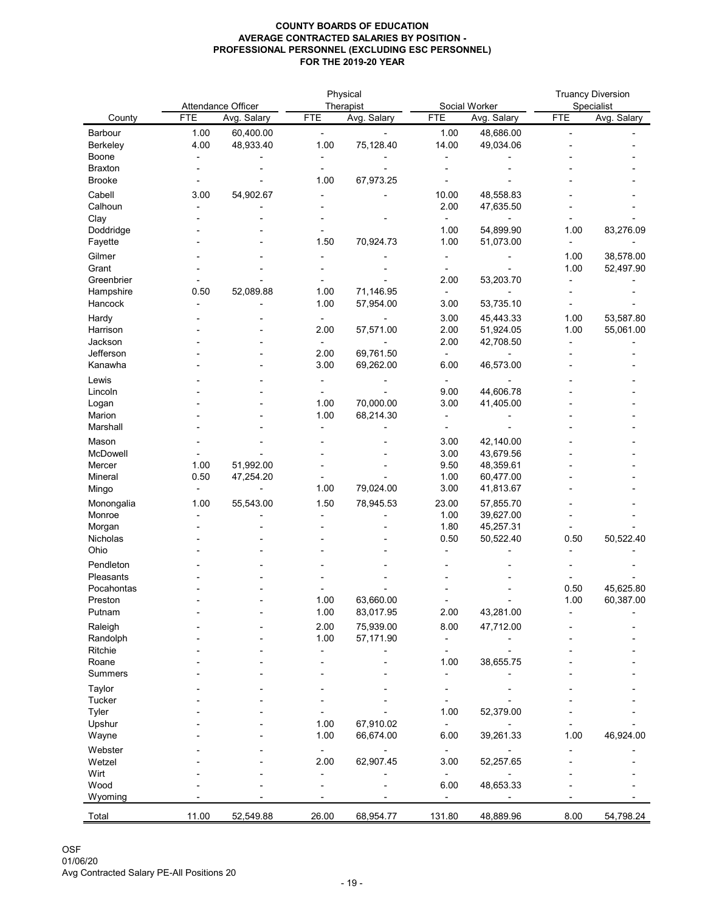**COUNTY BOARDS OF EDUCATION**
**AVERAGE CONTRACTED SALARIES BY POSITION -**
**PROFESSIONAL PERSONNEL (EXCLUDING ESC PERSONNEL)**
**FOR THE 2019-20 YEAR**

| County | Attendance Officer | | Physical Therapist | | Social Worker | | Truancy Diversion Specialist | |
|---|---|---|---|---|---|---|---|---|
| | FTE | Avg. Salary | FTE | Avg. Salary | FTE | Avg. Salary | FTE | Avg. Salary |
| Barbour | 1.00 | 60,400.00 | - | - | 1.00 | 48,686.00 | - | - |
| Berkeley | 4.00 | 48,933.40 | 1.00 | 75,128.40 | 14.00 | 49,034.06 | - | - |
| Boone | - | - | - | - | - | - | - | - |
| Braxton | - | - | - | - | - | - | - | - |
| Brooke | - | - | 1.00 | 67,973.25 | - | - | - | - |
| Cabell | 3.00 | 54,902.67 | - | - | 10.00 | 48,558.83 | - | - |
| Calhoun | - | - | - | | 2.00 | 47,635.50 | - | - |
| Clay | - | - | - | - | - | - | - | - |
| Doddridge | - | - | - | | 1.00 | 54,899.90 | 1.00 | 83,276.09 |
| Fayette | - | - | 1.50 | 70,924.73 | 1.00 | 51,073.00 | - | - |
| Gilmer | - | - | - | - | - | - | 1.00 | 38,578.00 |
| Grant | - | - | - | - | - | - | 1.00 | 52,497.90 |
| Greenbrier | - | - | - | - | 2.00 | 53,203.70 | - | - |
| Hampshire | 0.50 | 52,089.88 | 1.00 | 71,146.95 | - | - | - | - |
| Hancock | - | - | 1.00 | 57,954.00 | 3.00 | 53,735.10 | - | - |
| Hardy | - | - | - | - | 3.00 | 45,443.33 | 1.00 | 53,587.80 |
| Harrison | - | - | 2.00 | 57,571.00 | 2.00 | 51,924.05 | 1.00 | 55,061.00 |
| Jackson | - | - | - | - | 2.00 | 42,708.50 | - | - |
| Jefferson | - | - | 2.00 | 69,761.50 | - | - | - | - |
| Kanawha | - | - | 3.00 | 69,262.00 | 6.00 | 46,573.00 | - | - |
| Lewis | - | - | - | - | - | - | - | - |
| Lincoln | - | - | - | - | 9.00 | 44,606.78 | - | - |
| Logan | - | - | 1.00 | 70,000.00 | 3.00 | 41,405.00 | - | - |
| Marion | - | - | 1.00 | 68,214.30 | - | - | - | - |
| Marshall | - | - | - | - | - | - | - | - |
| Mason | - | - | - | - | 3.00 | 42,140.00 | - | - |
| McDowell | - | - | - | - | 3.00 | 43,679.56 | - | - |
| Mercer | 1.00 | 51,992.00 | - | - | 9.50 | 48,359.61 | - | - |
| Mineral | 0.50 | 47,254.20 | - | - | 1.00 | 60,477.00 | - | - |
| Mingo | - | - | 1.00 | 79,024.00 | 3.00 | 41,813.67 | - | - |
| Monongalia | 1.00 | 55,543.00 | 1.50 | 78,945.53 | 23.00 | 57,855.70 | - | - |
| Monroe | - | - | - | - | 1.00 | 39,627.00 | - | - |
| Morgan | - | - | - | - | 1.80 | 45,257.31 | - | - |
| Nicholas | - | - | - | - | 0.50 | 50,522.40 | 0.50 | 50,522.40 |
| Ohio | - | - | - | - | - | - | - | - |
| Pendleton | - | - | - | - | - | - | - | - |
| Pleasants | - | - | - | - | - | - | - | - |
| Pocahontas | - | - | - | - | - | - | 0.50 | 45,625.80 |
| Preston | - | - | 1.00 | 63,660.00 | - | - | 1.00 | 60,387.00 |
| Putnam | - | - | 1.00 | 83,017.95 | 2.00 | 43,281.00 | - | - |
| Raleigh | - | - | 2.00 | 75,939.00 | 8.00 | 47,712.00 | - | - |
| Randolph | - | - | 1.00 | 57,171.90 | - | - | - | - |
| Ritchie | - | - | - | - | - | - | - | - |
| Roane | - | - | - | - | 1.00 | 38,655.75 | - | - |
| Summers | - | - | - | - | - | - | - | - |
| Taylor | - | - | - | - | - | - | - | - |
| Tucker | - | - | - | - | - | - | - | - |
| Tyler | - | - | - | - | 1.00 | 52,379.00 | - | - |
| Upshur | - | - | 1.00 | 67,910.02 | - | - | - | - |
| Wayne | - | - | 1.00 | 66,674.00 | 6.00 | 39,261.33 | 1.00 | 46,924.00 |
| Webster | - | - | - | - | - | - | - | - |
| Wetzel | - | - | 2.00 | 62,907.45 | 3.00 | 52,257.65 | - | - |
| Wirt | - | - | - | - | - | - | - | - |
| Wood | - | - | - | - | 6.00 | 48,653.33 | - | - |
| Wyoming | - | - | - | - | - | - | - | - |
| Total | 11.00 | 52,549.88 | 26.00 | 68,954.77 | 131.80 | 48,889.96 | 8.00 | 54,798.24 |

OSF
01/06/20
Avg Contracted Salary PE-All Positions 20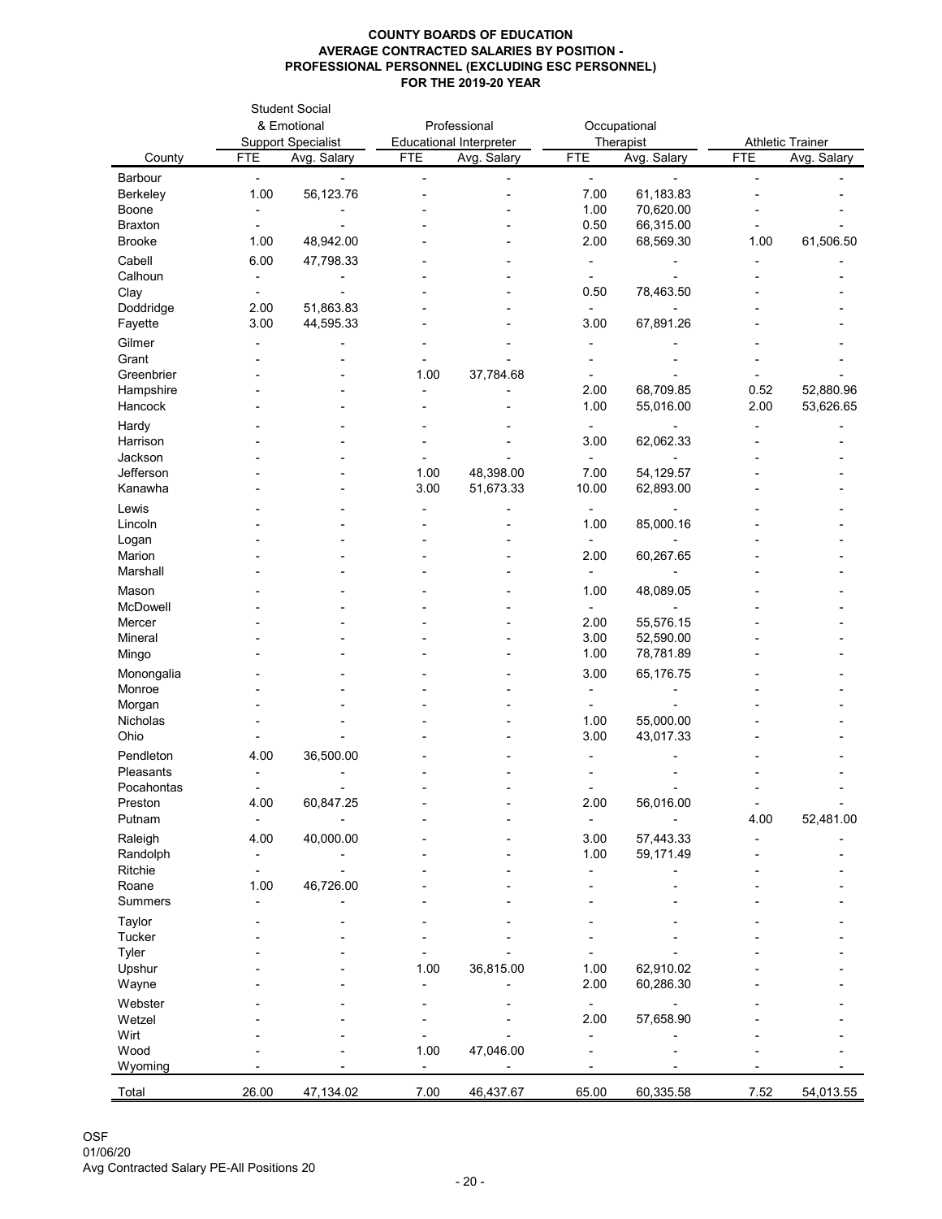**COUNTY BOARDS OF EDUCATION**
**AVERAGE CONTRACTED SALARIES BY POSITION -**
**PROFESSIONAL PERSONNEL (EXCLUDING ESC PERSONNEL)**
**FOR THE 2019-20 YEAR**

| County | Student Social & Emotional Support Specialist | | Professional Educational Interpreter | | Occupational Therapist | | Athletic Trainer | |
|---|---|---|---|---|---|---|---|---|
| | FTE | Avg. Salary | FTE | Avg. Salary | FTE | Avg. Salary | FTE | Avg. Salary |
| Barbour | - | - | - | - | - | - | - | - |
| Berkeley | 1.00 | 56,123.76 | - | - | 7.00 | 61,183.83 | - | - |
| Boone | - | - | - | - | 1.00 | 70,620.00 | - | - |
| Braxton | - | - | - | - | 0.50 | 66,315.00 | - | - |
| Brooke | 1.00 | 48,942.00 | - | - | 2.00 | 68,569.30 | 1.00 | 61,506.50 |
| Cabell | 6.00 | 47,798.33 | - | - | - | - | - | - |
| Calhoun | - | - | - | - | - | - | - | - |
| Clay | - | - | - | - | 0.50 | 78,463.50 | - | - |
| Doddridge | 2.00 | 51,863.83 | - | - | - | - | - | - |
| Fayette | 3.00 | 44,595.33 | - | - | 3.00 | 67,891.26 | - | - |
| Gilmer | - | - | - | - | - | - | - | - |
| Grant | - | - | - | - | - | - | - | - |
| Greenbrier | - | - | 1.00 | 37,784.68 | - | - | - | - |
| Hampshire | - | - | - | - | 2.00 | 68,709.85 | 0.52 | 52,880.96 |
| Hancock | - | - | - | - | 1.00 | 55,016.00 | 2.00 | 53,626.65 |
| Hardy | - | - | - | - | - | - | - | - |
| Harrison | - | - | - | - | 3.00 | 62,062.33 | - | - |
| Jackson | - | - | - | - | - | - | - | - |
| Jefferson | - | - | 1.00 | 48,398.00 | 7.00 | 54,129.57 | - | - |
| Kanawha | - | - | 3.00 | 51,673.33 | 10.00 | 62,893.00 | - | - |
| Lewis | - | - | - | - | - | - | - | - |
| Lincoln | - | - | - | - | 1.00 | 85,000.16 | - | - |
| Logan | - | - | - | - | - | - | - | - |
| Marion | - | - | - | - | 2.00 | 60,267.65 | - | - |
| Marshall | - | - | - | - | - | - | - | - |
| Mason | - | - | - | - | 1.00 | 48,089.05 | - | - |
| McDowell | - | - | - | - | - | - | - | - |
| Mercer | - | - | - | - | 2.00 | 55,576.15 | - | - |
| Mineral | - | - | - | - | 3.00 | 52,590.00 | - | - |
| Mingo | - | - | - | - | 1.00 | 78,781.89 | - | - |
| Monongalia | - | - | - | - | 3.00 | 65,176.75 | - | - |
| Monroe | - | - | - | - | - | - | - | - |
| Morgan | - | - | - | - | - | - | - | - |
| Nicholas | - | - | - | - | 1.00 | 55,000.00 | - | - |
| Ohio | - | - | - | - | 3.00 | 43,017.33 | - | - |
| Pendleton | 4.00 | 36,500.00 | - | - | - | - | - | - |
| Pleasants | - | - | - | - | - | - | - | - |
| Pocahontas | - | - | - | - | - | - | - | - |
| Preston | 4.00 | 60,847.25 | - | - | 2.00 | 56,016.00 | - | - |
| Putnam | - | - | - | - | - | - | 4.00 | 52,481.00 |
| Raleigh | 4.00 | 40,000.00 | - | - | 3.00 | 57,443.33 | - | - |
| Randolph | - | - | - | - | 1.00 | 59,171.49 | - | - |
| Ritchie | - | - | - | - | - | - | - | - |
| Roane | 1.00 | 46,726.00 | - | - | - | - | - | - |
| Summers | - | - | - | - | - | - | - | - |
| Taylor | - | - | - | - | - | - | - | - |
| Tucker | - | - | - | - | - | - | - | - |
| Tyler | - | - | - | - | - | - | - | - |
| Upshur | - | - | 1.00 | 36,815.00 | 1.00 | 62,910.02 | - | - |
| Wayne | - | - | - | - | 2.00 | 60,286.30 | - | - |
| Webster | - | - | - | - | - | - | - | - |
| Wetzel | - | - | - | - | 2.00 | 57,658.90 | - | - |
| Wirt | - | - | - | - | - | - | - | - |
| Wood | - | - | 1.00 | 47,046.00 | - | - | - | - |
| Wyoming | - | - | - | - | - | - | - | - |
| Total | 26.00 | 47,134.02 | 7.00 | 46,437.67 | 65.00 | 60,335.58 | 7.52 | 54,013.55 |

OSF
01/06/20
Avg Contracted Salary PE-All Positions 20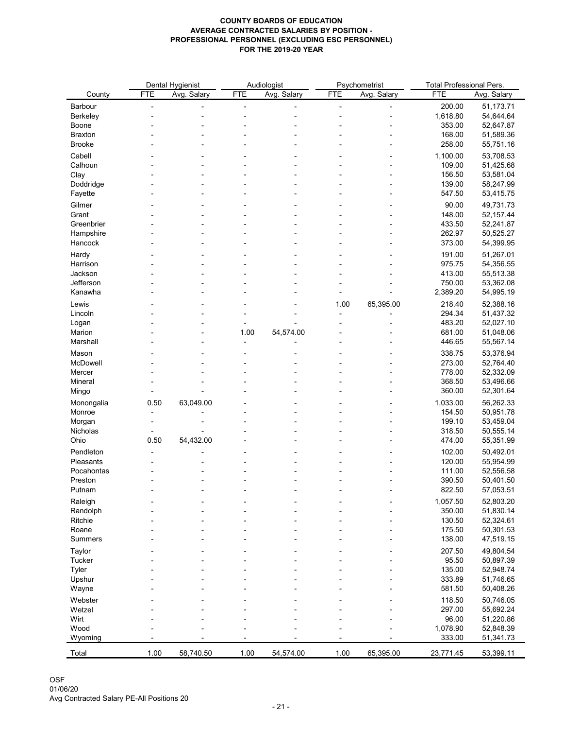**COUNTY BOARDS OF EDUCATION**
**AVERAGE CONTRACTED SALARIES BY POSITION -**
**PROFESSIONAL PERSONNEL (EXCLUDING ESC PERSONNEL)**
**FOR THE 2019-20 YEAR**

| | Dental Hygienist | | Audiologist | | Psychometrist | | Total Professional Pers. | |
|---|---|---|---|---|---|---|---|---|
| County | FTE | Avg. Salary | FTE | Avg. Salary | FTE | Avg. Salary | FTE | Avg. Salary |
| Barbour | - | - | - | - | - | - | 200.00 | 51,173.71 |
| Berkeley | - | - | - | - | - | - | 1,618.80 | 54,644.64 |
| Boone | - | - | - | - | - | - | 353.00 | 52,647.87 |
| Braxton | - | - | - | - | - | - | 168.00 | 51,589.36 |
| Brooke | - | - | - | - | - | - | 258.00 | 55,751.16 |
| Cabell | - | - | - | - | - | - | 1,100.00 | 53,708.53 |
| Calhoun | - | - | - | - | - | - | 109.00 | 51,425.68 |
| Clay | - | - | - | - | - | - | 156.50 | 53,581.04 |
| Doddridge | - | - | - | - | - | - | 139.00 | 58,247.99 |
| Fayette | - | - | - | - | - | - | 547.50 | 53,415.75 |
| Gilmer | - | - | - | - | - | - | 90.00 | 49,731.73 |
| Grant | - | - | - | - | - | - | 148.00 | 52,157.44 |
| Greenbrier | - | - | - | - | - | - | 433.50 | 52,241.87 |
| Hampshire | - | - | - | - | - | - | 262.97 | 50,525.27 |
| Hancock | - | - | - | - | - | - | 373.00 | 54,399.95 |
| Hardy | - | - | - | - | - | - | 191.00 | 51,267.01 |
| Harrison | - | - | - | - | - | - | 975.75 | 54,356.55 |
| Jackson | - | - | - | - | - | - | 413.00 | 55,513.38 |
| Jefferson | - | - | - | - | - | - | 750.00 | 53,362.08 |
| Kanawha | - | - | - | - | - | - | 2,389.20 | 54,995.19 |
| Lewis | - | - | - | - | 1.00 | 65,395.00 | 218.40 | 52,388.16 |
| Lincoln | - | - | - | - | - | - | 294.34 | 51,437.32 |
| Logan | - | - | - | - | - | - | 483.20 | 52,027.10 |
| Marion | - | - | 1.00 | 54,574.00 | - | - | 681.00 | 51,048.06 |
| Marshall | - | - | - | - | - | - | 446.65 | 55,567.14 |
| Mason | - | - | - | - | - | - | 338.75 | 53,376.94 |
| McDowell | - | - | - | - | - | - | 273.00 | 52,764.40 |
| Mercer | - | - | - | - | - | - | 778.00 | 52,332.09 |
| Mineral | - | - | - | - | - | - | 368.50 | 53,496.66 |
| Mingo | - | - | - | - | - | - | 360.00 | 52,301.64 |
| Monongalia | 0.50 | 63,049.00 | - | - | - | - | 1,033.00 | 56,262.33 |
| Monroe | - | - | - | - | - | - | 154.50 | 50,951.78 |
| Morgan | - | - | - | - | - | - | 199.10 | 53,459.04 |
| Nicholas | - | - | - | - | - | - | 318.50 | 50,555.14 |
| Ohio | 0.50 | 54,432.00 | - | - | - | - | 474.00 | 55,351.99 |
| Pendleton | - | - | - | - | - | - | 102.00 | 50,492.01 |
| Pleasants | - | - | - | - | - | - | 120.00 | 55,954.99 |
| Pocahontas | - | - | - | - | - | - | 111.00 | 52,556.58 |
| Preston | - | - | - | - | - | - | 390.50 | 50,401.50 |
| Putnam | - | - | - | - | - | - | 822.50 | 57,053.51 |
| Raleigh | - | - | - | - | - | - | 1,057.50 | 52,803.20 |
| Randolph | - | - | - | - | - | - | 350.00 | 51,830.14 |
| Ritchie | - | - | - | - | - | - | 130.50 | 52,324.61 |
| Roane | - | - | - | - | - | - | 175.50 | 50,301.53 |
| Summers | - | - | - | - | - | - | 138.00 | 47,519.15 |
| Taylor | - | - | - | - | - | - | 207.50 | 49,804.54 |
| Tucker | - | - | - | - | - | - | 95.50 | 50,897.39 |
| Tyler | - | - | - | - | - | - | 135.00 | 52,948.74 |
| Upshur | - | - | - | - | - | - | 333.89 | 51,746.65 |
| Wayne | - | - | - | - | - | - | 581.50 | 50,408.26 |
| Webster | - | - | - | - | - | - | 118.50 | 50,746.05 |
| Wetzel | - | - | - | - | - | - | 297.00 | 55,692.24 |
| Wirt | - | - | - | - | - | - | 96.00 | 51,220.86 |
| Wood | - | - | - | - | - | - | 1,078.90 | 52,848.39 |
| Wyoming | - | - | - | - | - | - | 333.00 | 51,341.73 |
| Total | 1.00 | 58,740.50 | 1.00 | 54,574.00 | 1.00 | 65,395.00 | 23,771.45 | 53,399.11 |

OSF
01/06/20
Avg Contracted Salary PE-All Positions 20